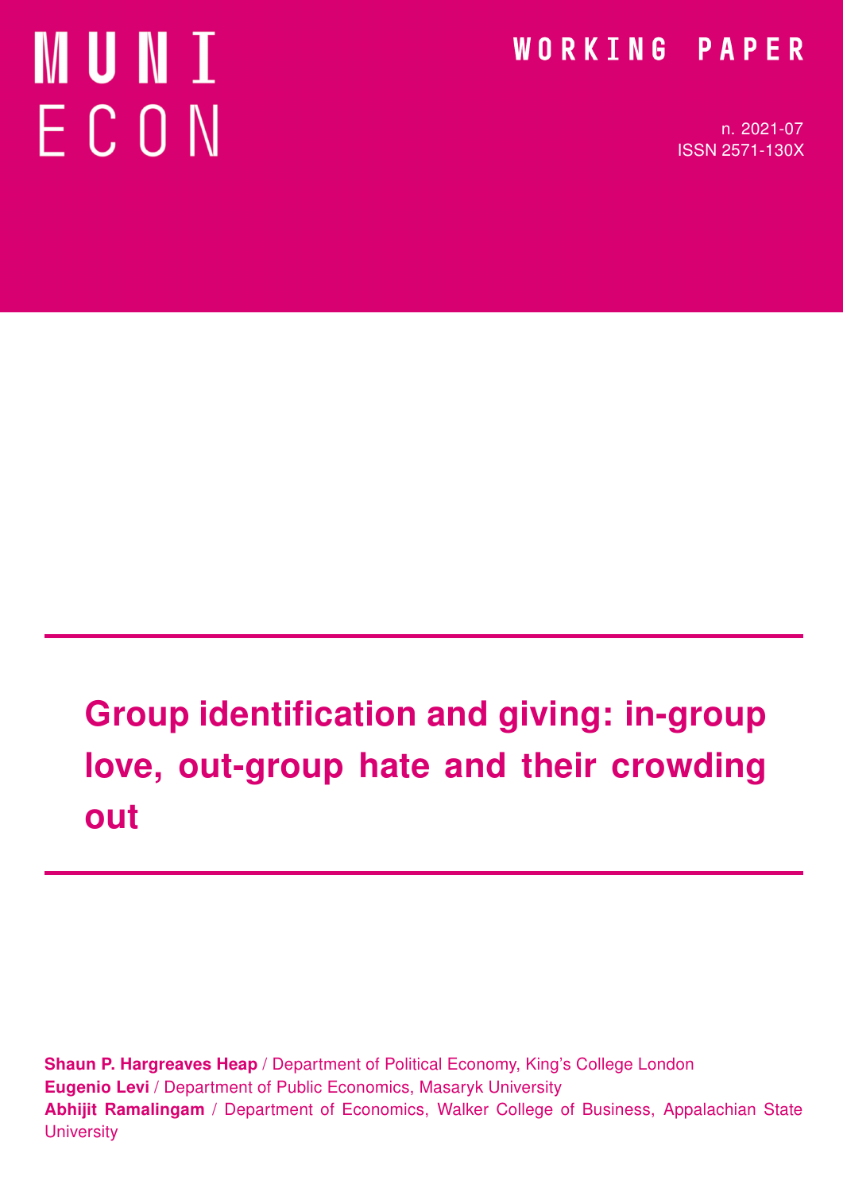MUNI ECON

WORKING PAPER

n. 2021-07
ISSN 2571-130X

# Group identification and giving: in-group love, out-group hate and their crowding out

**Shaun P. Hargreaves Heap** / Department of Political Economy, King's College London
**Eugenio Levi** / Department of Public Economics, Masaryk University
**Abhijit Ramalingam** / Department of Economics, Walker College of Business, Appalachian State University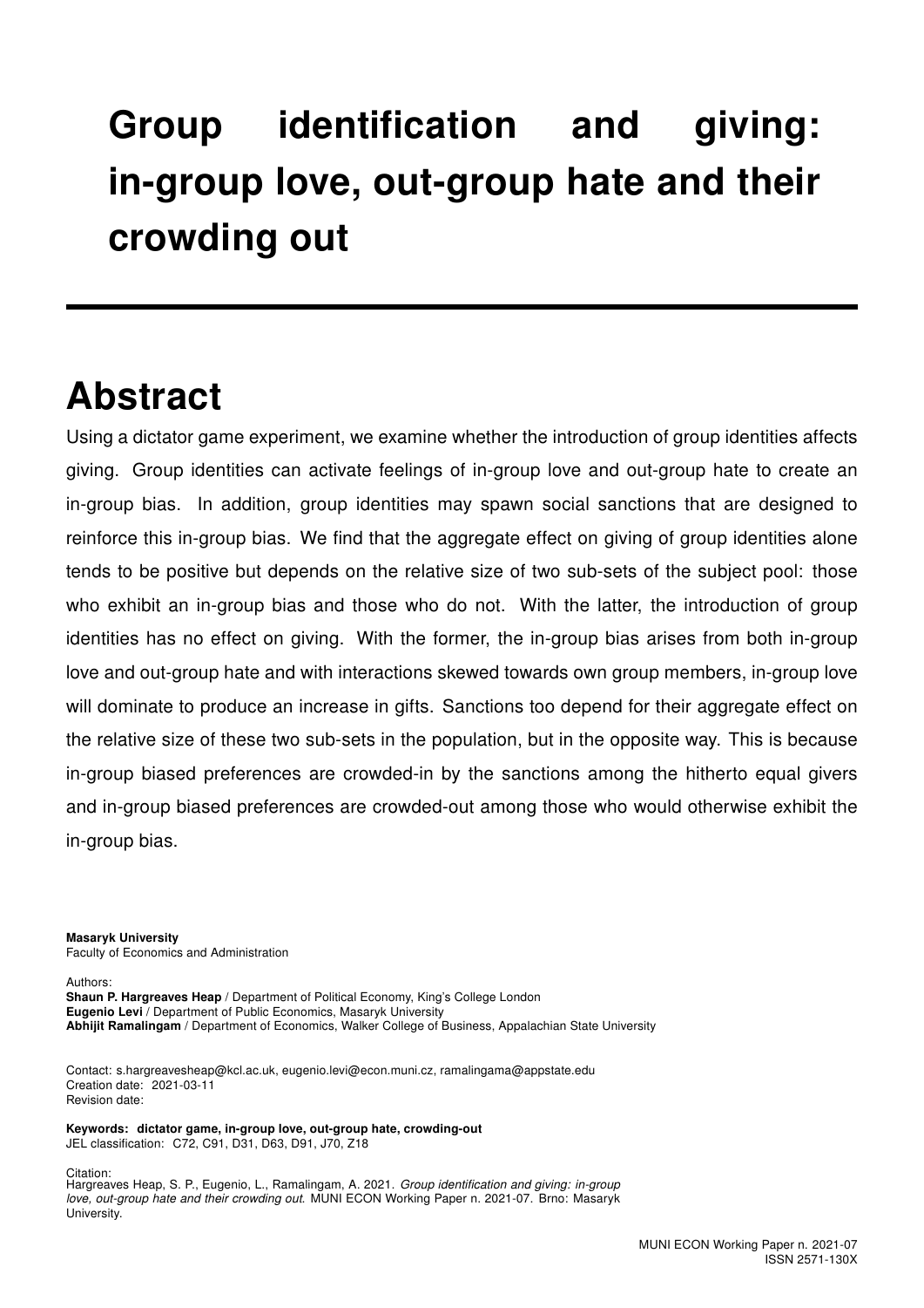# Group identification and giving: in-group love, out-group hate and their crowding out

## Abstract

Using a dictator game experiment, we examine whether the introduction of group identities affects giving. Group identities can activate feelings of in-group love and out-group hate to create an in-group bias. In addition, group identities may spawn social sanctions that are designed to reinforce this in-group bias. We find that the aggregate effect on giving of group identities alone tends to be positive but depends on the relative size of two sub-sets of the subject pool: those who exhibit an in-group bias and those who do not. With the latter, the introduction of group identities has no effect on giving. With the former, the in-group bias arises from both in-group love and out-group hate and with interactions skewed towards own group members, in-group love will dominate to produce an increase in gifts. Sanctions too depend for their aggregate effect on the relative size of these two sub-sets in the population, but in the opposite way. This is because in-group biased preferences are crowded-in by the sanctions among the hitherto equal givers and in-group biased preferences are crowded-out among those who would otherwise exhibit the in-group bias.

**Masaryk University**
Faculty of Economics and Administration

Authors:
**Shaun P. Hargreaves Heap** / Department of Political Economy, King's College London
**Eugenio Levi** / Department of Public Economics, Masaryk University
**Abhijit Ramalingam** / Department of Economics, Walker College of Business, Appalachian State University

Contact: s.hargreavesheap@kcl.ac.uk, eugenio.levi@econ.muni.cz, ramalingama@appstate.edu
Creation date: 2021-03-11
Revision date:

**Keywords: dictator game, in-group love, out-group hate, crowding-out**
JEL classification: C72, C91, D31, D63, D91, J70, Z18

Citation:
Hargreaves Heap, S. P., Eugenio, L., Ramalingam, A. 2021. *Group identification and giving: in-group love, out-group hate and their crowding out.* MUNI ECON Working Paper n. 2021-07. Brno: Masaryk University.

MUNI ECON Working Paper n. 2021-07
ISSN 2571-130X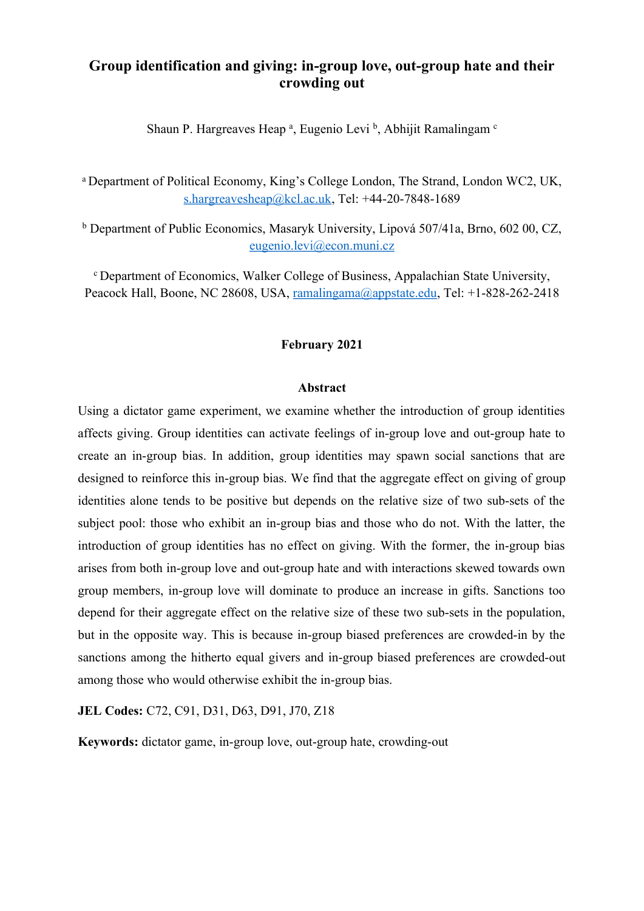# Group identification and giving: in-group love, out-group hate and their crowding out

Shaun P. Hargreaves Heap [a], Eugenio Levi [b], Abhijit Ramalingam [c]

[a] Department of Political Economy, King's College London, The Strand, London WC2, UK, s.hargreavesheap@kcl.ac.uk, Tel: +44-20-7848-1689

[b] Department of Public Economics, Masaryk University, Lipová 507/41a, Brno, 602 00, CZ, eugenio.levi@econ.muni.cz

[c] Department of Economics, Walker College of Business, Appalachian State University, Peacock Hall, Boone, NC 28608, USA, ramalingama@appstate.edu, Tel: +1-828-262-2418

**February 2021**

**Abstract**

Using a dictator game experiment, we examine whether the introduction of group identities affects giving. Group identities can activate feelings of in-group love and out-group hate to create an in-group bias. In addition, group identities may spawn social sanctions that are designed to reinforce this in-group bias. We find that the aggregate effect on giving of group identities alone tends to be positive but depends on the relative size of two sub-sets of the subject pool: those who exhibit an in-group bias and those who do not. With the latter, the introduction of group identities has no effect on giving. With the former, the in-group bias arises from both in-group love and out-group hate and with interactions skewed towards own group members, in-group love will dominate to produce an increase in gifts. Sanctions too depend for their aggregate effect on the relative size of these two sub-sets in the population, but in the opposite way. This is because in-group biased preferences are crowded-in by the sanctions among the hitherto equal givers and in-group biased preferences are crowded-out among those who would otherwise exhibit the in-group bias.

**JEL Codes:** C72, C91, D31, D63, D91, J70, Z18

**Keywords:** dictator game, in-group love, out-group hate, crowding-out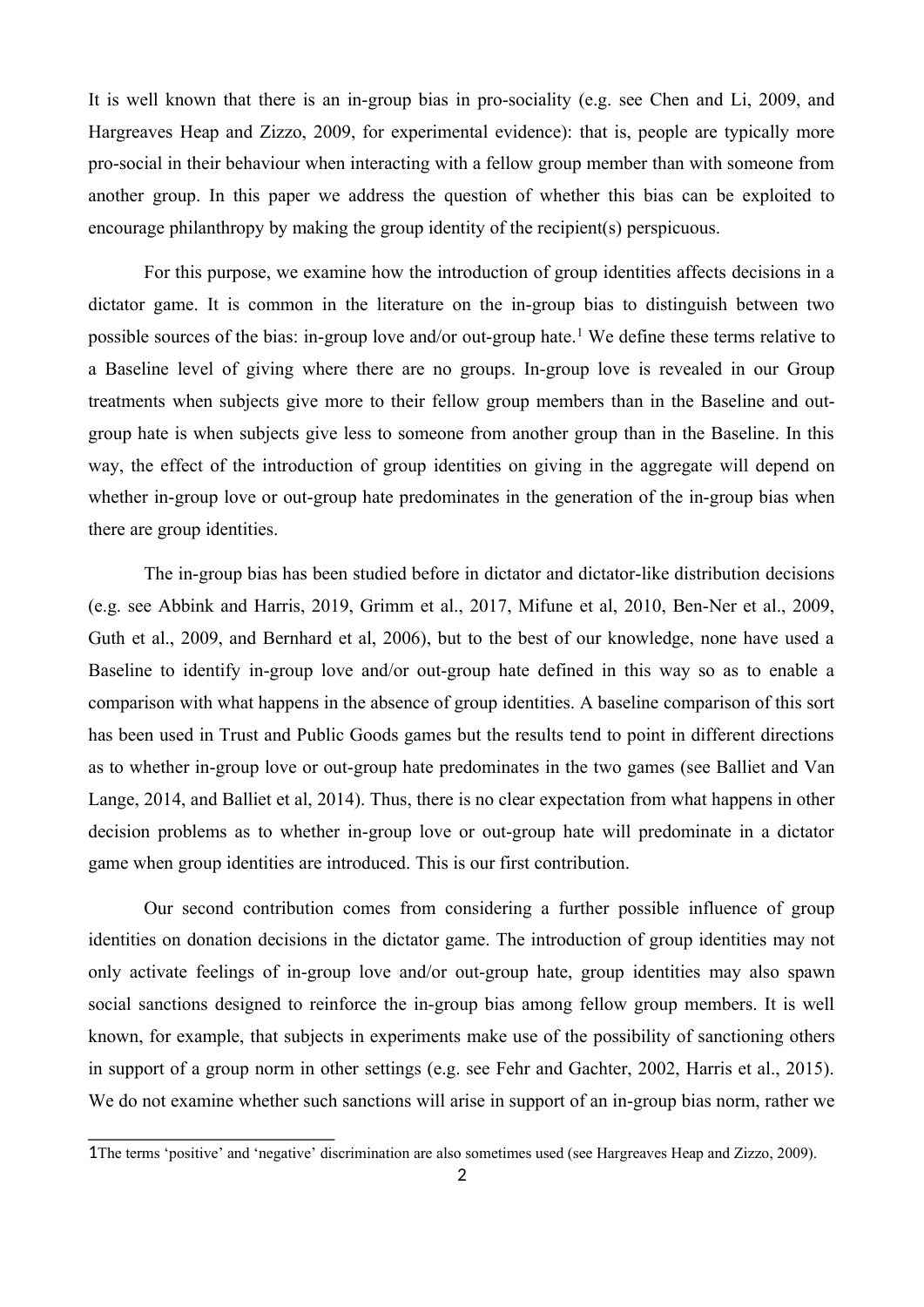It is well known that there is an in-group bias in pro-sociality (e.g. see Chen and Li, 2009, and Hargreaves Heap and Zizzo, 2009, for experimental evidence): that is, people are typically more pro-social in their behaviour when interacting with a fellow group member than with someone from another group. In this paper we address the question of whether this bias can be exploited to encourage philanthropy by making the group identity of the recipient(s) perspicuous.

For this purpose, we examine how the introduction of group identities affects decisions in a dictator game. It is common in the literature on the in-group bias to distinguish between two possible sources of the bias: in-group love and/or out-group hate.[1] We define these terms relative to a Baseline level of giving where there are no groups. In-group love is revealed in our Group treatments when subjects give more to their fellow group members than in the Baseline and out-group hate is when subjects give less to someone from another group than in the Baseline. In this way, the effect of the introduction of group identities on giving in the aggregate will depend on whether in-group love or out-group hate predominates in the generation of the in-group bias when there are group identities.

The in-group bias has been studied before in dictator and dictator-like distribution decisions (e.g. see Abbink and Harris, 2019, Grimm et al., 2017, Mifune et al, 2010, Ben-Ner et al., 2009, Guth et al., 2009, and Bernhard et al, 2006), but to the best of our knowledge, none have used a Baseline to identify in-group love and/or out-group hate defined in this way so as to enable a comparison with what happens in the absence of group identities. A baseline comparison of this sort has been used in Trust and Public Goods games but the results tend to point in different directions as to whether in-group love or out-group hate predominates in the two games (see Balliet and Van Lange, 2014, and Balliet et al, 2014). Thus, there is no clear expectation from what happens in other decision problems as to whether in-group love or out-group hate will predominate in a dictator game when group identities are introduced. This is our first contribution.

Our second contribution comes from considering a further possible influence of group identities on donation decisions in the dictator game. The introduction of group identities may not only activate feelings of in-group love and/or out-group hate, group identities may also spawn social sanctions designed to reinforce the in-group bias among fellow group members. It is well known, for example, that subjects in experiments make use of the possibility of sanctioning others in support of a group norm in other settings (e.g. see Fehr and Gachter, 2002, Harris et al., 2015). We do not examine whether such sanctions will arise in support of an in-group bias norm, rather we

[1] The terms 'positive' and 'negative' discrimination are also sometimes used (see Hargreaves Heap and Zizzo, 2009).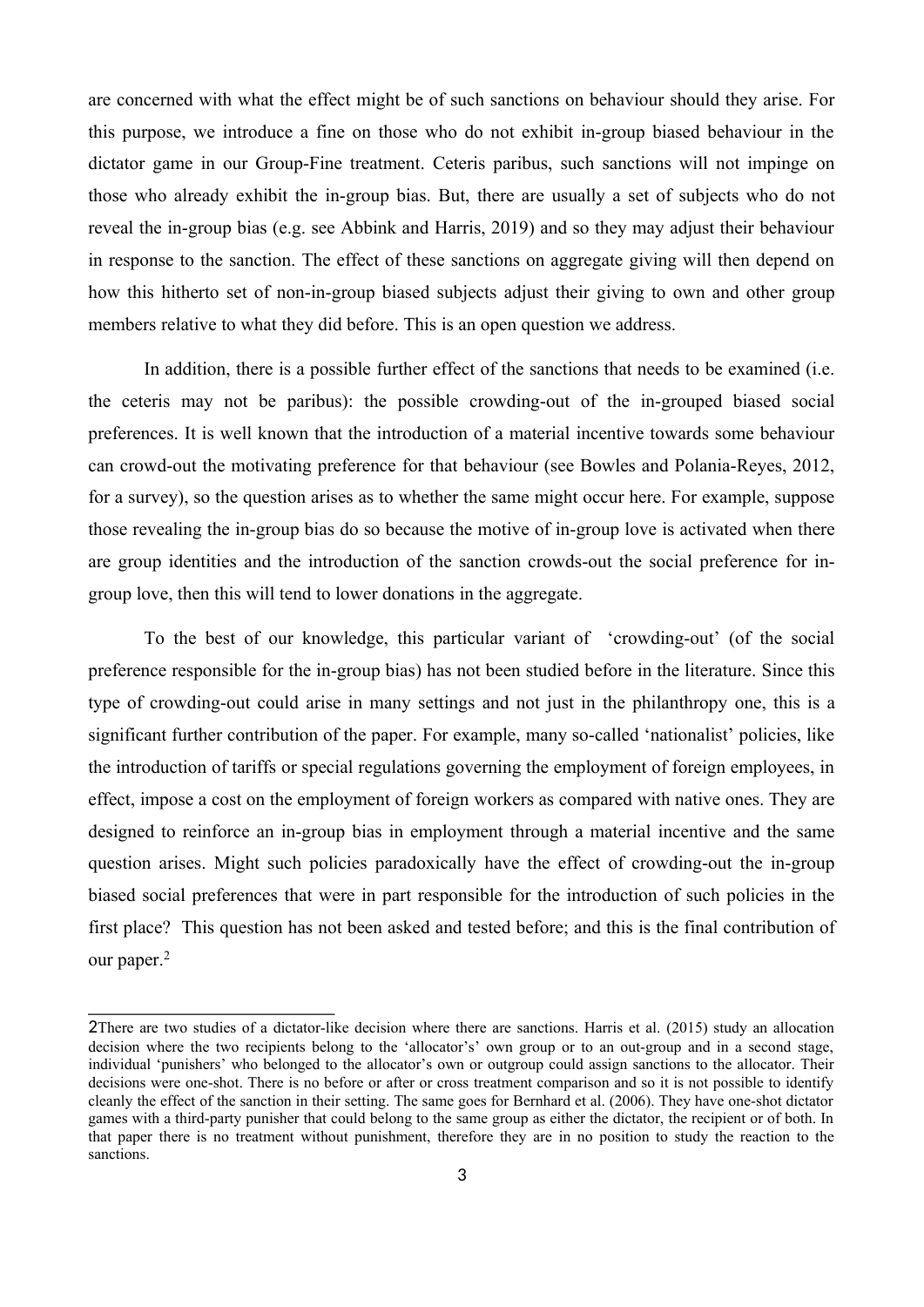are concerned with what the effect might be of such sanctions on behaviour should they arise. For this purpose, we introduce a fine on those who do not exhibit in-group biased behaviour in the dictator game in our Group-Fine treatment. Ceteris paribus, such sanctions will not impinge on those who already exhibit the in-group bias. But, there are usually a set of subjects who do not reveal the in-group bias (e.g. see Abbink and Harris, 2019) and so they may adjust their behaviour in response to the sanction. The effect of these sanctions on aggregate giving will then depend on how this hitherto set of non-in-group biased subjects adjust their giving to own and other group members relative to what they did before. This is an open question we address.

In addition, there is a possible further effect of the sanctions that needs to be examined (i.e. the ceteris may not be paribus): the possible crowding-out of the in-grouped biased social preferences. It is well known that the introduction of a material incentive towards some behaviour can crowd-out the motivating preference for that behaviour (see Bowles and Polania-Reyes, 2012, for a survey), so the question arises as to whether the same might occur here. For example, suppose those revealing the in-group bias do so because the motive of in-group love is activated when there are group identities and the introduction of the sanction crowds-out the social preference for in-group love, then this will tend to lower donations in the aggregate.

To the best of our knowledge, this particular variant of 'crowding-out' (of the social preference responsible for the in-group bias) has not been studied before in the literature. Since this type of crowding-out could arise in many settings and not just in the philanthropy one, this is a significant further contribution of the paper. For example, many so-called 'nationalist' policies, like the introduction of tariffs or special regulations governing the employment of foreign employees, in effect, impose a cost on the employment of foreign workers as compared with native ones. They are designed to reinforce an in-group bias in employment through a material incentive and the same question arises. Might such policies paradoxically have the effect of crowding-out the in-group biased social preferences that were in part responsible for the introduction of such policies in the first place? This question has not been asked and tested before; and this is the final contribution of our paper.[2]

---

[2] There are two studies of a dictator-like decision where there are sanctions. Harris et al. (2015) study an allocation decision where the two recipients belong to the 'allocator's' own group or to an out-group and in a second stage, individual 'punishers' who belonged to the allocator's own or outgroup could assign sanctions to the allocator. Their decisions were one-shot. There is no before or after or cross treatment comparison and so it is not possible to identify cleanly the effect of the sanction in their setting. The same goes for Bernhard et al. (2006). They have one-shot dictator games with a third-party punisher that could belong to the same group as either the dictator, the recipient or of both. In that paper there is no treatment without punishment, therefore they are in no position to study the reaction to the sanctions.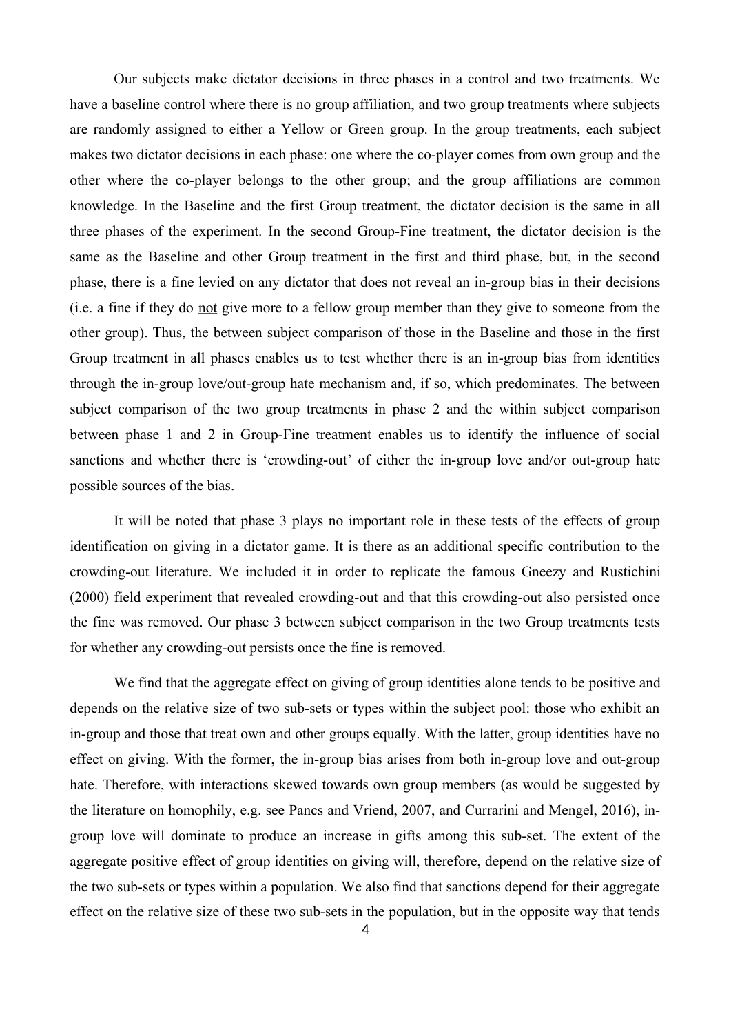Our subjects make dictator decisions in three phases in a control and two treatments. We have a baseline control where there is no group affiliation, and two group treatments where subjects are randomly assigned to either a Yellow or Green group. In the group treatments, each subject makes two dictator decisions in each phase: one where the co-player comes from own group and the other where the co-player belongs to the other group; and the group affiliations are common knowledge. In the Baseline and the first Group treatment, the dictator decision is the same in all three phases of the experiment. In the second Group-Fine treatment, the dictator decision is the same as the Baseline and other Group treatment in the first and third phase, but, in the second phase, there is a fine levied on any dictator that does not reveal an in-group bias in their decisions (i.e. a fine if they do <u>not</u> give more to a fellow group member than they give to someone from the other group). Thus, the between subject comparison of those in the Baseline and those in the first Group treatment in all phases enables us to test whether there is an in-group bias from identities through the in-group love/out-group hate mechanism and, if so, which predominates. The between subject comparison of the two group treatments in phase 2 and the within subject comparison between phase 1 and 2 in Group-Fine treatment enables us to identify the influence of social sanctions and whether there is 'crowding-out' of either the in-group love and/or out-group hate possible sources of the bias.

It will be noted that phase 3 plays no important role in these tests of the effects of group identification on giving in a dictator game. It is there as an additional specific contribution to the crowding-out literature. We included it in order to replicate the famous Gneezy and Rustichini (2000) field experiment that revealed crowding-out and that this crowding-out also persisted once the fine was removed. Our phase 3 between subject comparison in the two Group treatments tests for whether any crowding-out persists once the fine is removed.

We find that the aggregate effect on giving of group identities alone tends to be positive and depends on the relative size of two sub-sets or types within the subject pool: those who exhibit an in-group and those that treat own and other groups equally. With the latter, group identities have no effect on giving. With the former, the in-group bias arises from both in-group love and out-group hate. Therefore, with interactions skewed towards own group members (as would be suggested by the literature on homophily, e.g. see Pancs and Vriend, 2007, and Currarini and Mengel, 2016), in-group love will dominate to produce an increase in gifts among this sub-set. The extent of the aggregate positive effect of group identities on giving will, therefore, depend on the relative size of the two sub-sets or types within a population. We also find that sanctions depend for their aggregate effect on the relative size of these two sub-sets in the population, but in the opposite way that tends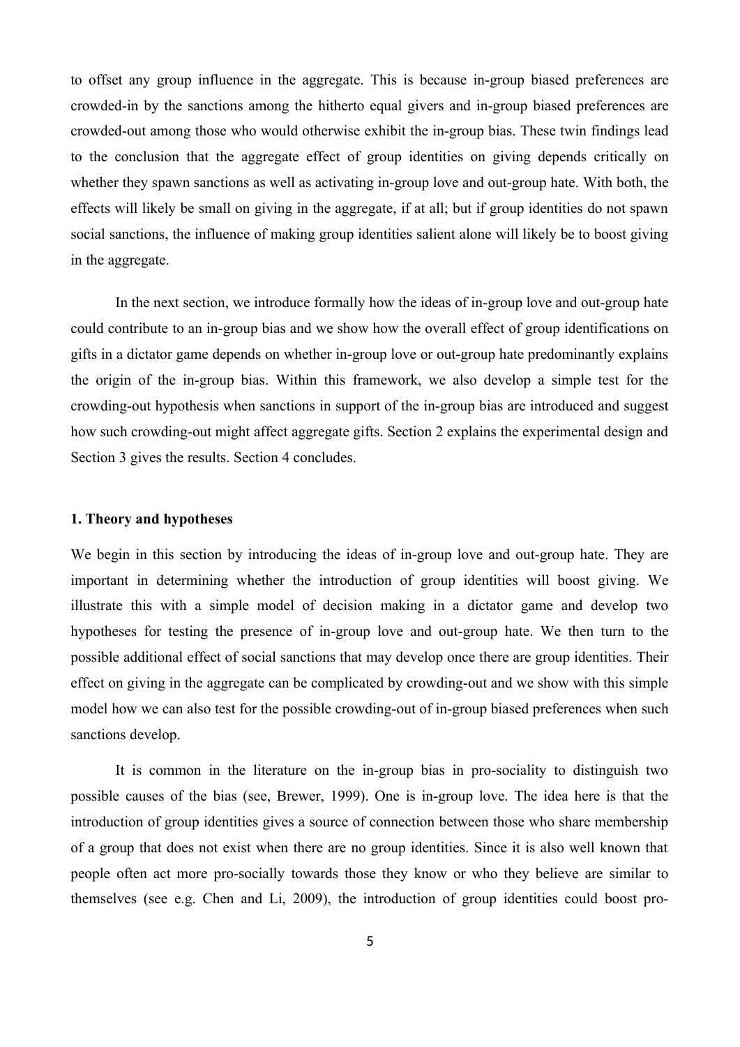to offset any group influence in the aggregate. This is because in-group biased preferences are crowded-in by the sanctions among the hitherto equal givers and in-group biased preferences are crowded-out among those who would otherwise exhibit the in-group bias. These twin findings lead to the conclusion that the aggregate effect of group identities on giving depends critically on whether they spawn sanctions as well as activating in-group love and out-group hate. With both, the effects will likely be small on giving in the aggregate, if at all; but if group identities do not spawn social sanctions, the influence of making group identities salient alone will likely be to boost giving in the aggregate.

In the next section, we introduce formally how the ideas of in-group love and out-group hate could contribute to an in-group bias and we show how the overall effect of group identifications on gifts in a dictator game depends on whether in-group love or out-group hate predominantly explains the origin of the in-group bias. Within this framework, we also develop a simple test for the crowding-out hypothesis when sanctions in support of the in-group bias are introduced and suggest how such crowding-out might affect aggregate gifts. Section 2 explains the experimental design and Section 3 gives the results. Section 4 concludes.

### 1. Theory and hypotheses

We begin in this section by introducing the ideas of in-group love and out-group hate. They are important in determining whether the introduction of group identities will boost giving. We illustrate this with a simple model of decision making in a dictator game and develop two hypotheses for testing the presence of in-group love and out-group hate. We then turn to the possible additional effect of social sanctions that may develop once there are group identities. Their effect on giving in the aggregate can be complicated by crowding-out and we show with this simple model how we can also test for the possible crowding-out of in-group biased preferences when such sanctions develop.

It is common in the literature on the in-group bias in pro-sociality to distinguish two possible causes of the bias (see, Brewer, 1999). One is in-group love. The idea here is that the introduction of group identities gives a source of connection between those who share membership of a group that does not exist when there are no group identities. Since it is also well known that people often act more pro-socially towards those they know or who they believe are similar to themselves (see e.g. Chen and Li, 2009), the introduction of group identities could boost pro-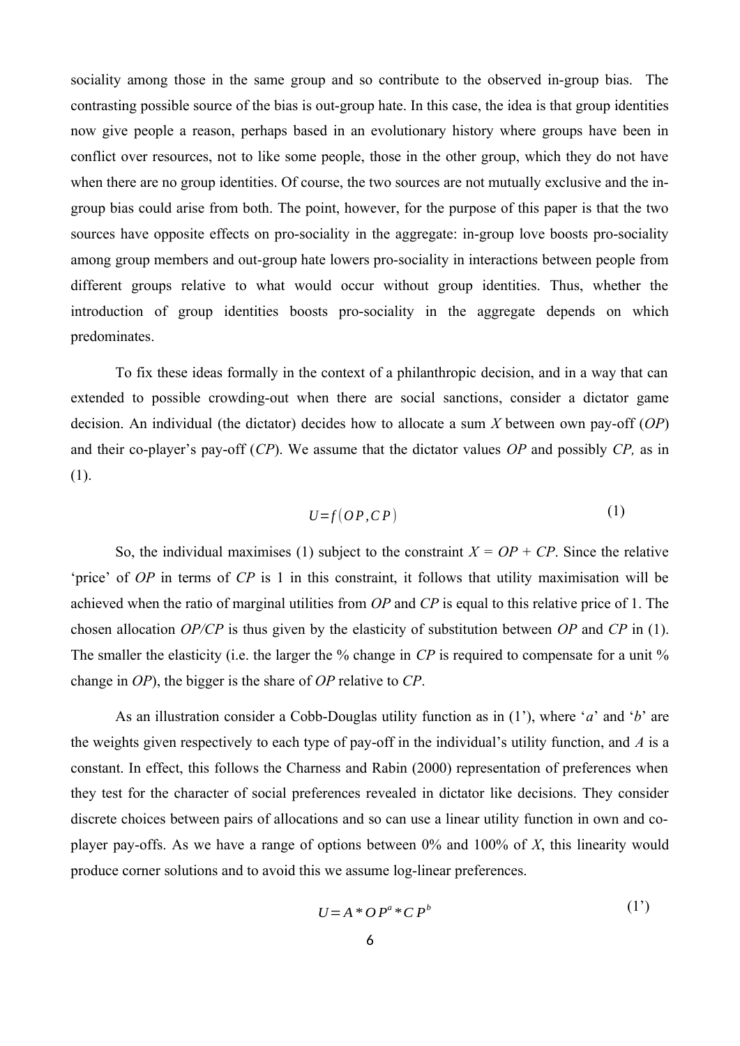sociality among those in the same group and so contribute to the observed in-group bias. The contrasting possible source of the bias is out-group hate. In this case, the idea is that group identities now give people a reason, perhaps based in an evolutionary history where groups have been in conflict over resources, not to like some people, those in the other group, which they do not have when there are no group identities. Of course, the two sources are not mutually exclusive and the in-group bias could arise from both. The point, however, for the purpose of this paper is that the two sources have opposite effects on pro-sociality in the aggregate: in-group love boosts pro-sociality among group members and out-group hate lowers pro-sociality in interactions between people from different groups relative to what would occur without group identities. Thus, whether the introduction of group identities boosts pro-sociality in the aggregate depends on which predominates.

To fix these ideas formally in the context of a philanthropic decision, and in a way that can extended to possible crowding-out when there are social sanctions, consider a dictator game decision. An individual (the dictator) decides how to allocate a sum $X$ between own pay-off ($OP$) and their co-player's pay-off ($CP$). We assume that the dictator values $OP$ and possibly $CP$, as in (1).

$$U = f(OP, CP) \tag{1}$$

So, the individual maximises (1) subject to the constraint $X = OP + CP$. Since the relative 'price' of $OP$ in terms of $CP$ is 1 in this constraint, it follows that utility maximisation will be achieved when the ratio of marginal utilities from $OP$ and $CP$ is equal to this relative price of 1. The chosen allocation $OP/CP$ is thus given by the elasticity of substitution between $OP$ and $CP$ in (1). The smaller the elasticity (i.e. the larger the % change in $CP$ is required to compensate for a unit % change in $OP$), the bigger is the share of $OP$ relative to $CP$.

As an illustration consider a Cobb-Douglas utility function as in (1'), where '$a$' and '$b$' are the weights given respectively to each type of pay-off in the individual's utility function, and $A$ is a constant. In effect, this follows the Charness and Rabin (2000) representation of preferences when they test for the character of social preferences revealed in dictator like decisions. They consider discrete choices between pairs of allocations and so can use a linear utility function in own and co-player pay-offs. As we have a range of options between 0% and 100% of $X$, this linearity would produce corner solutions and to avoid this we assume log-linear preferences.

$$U = A * OP^{a} * CP^{b} \tag{1'}$$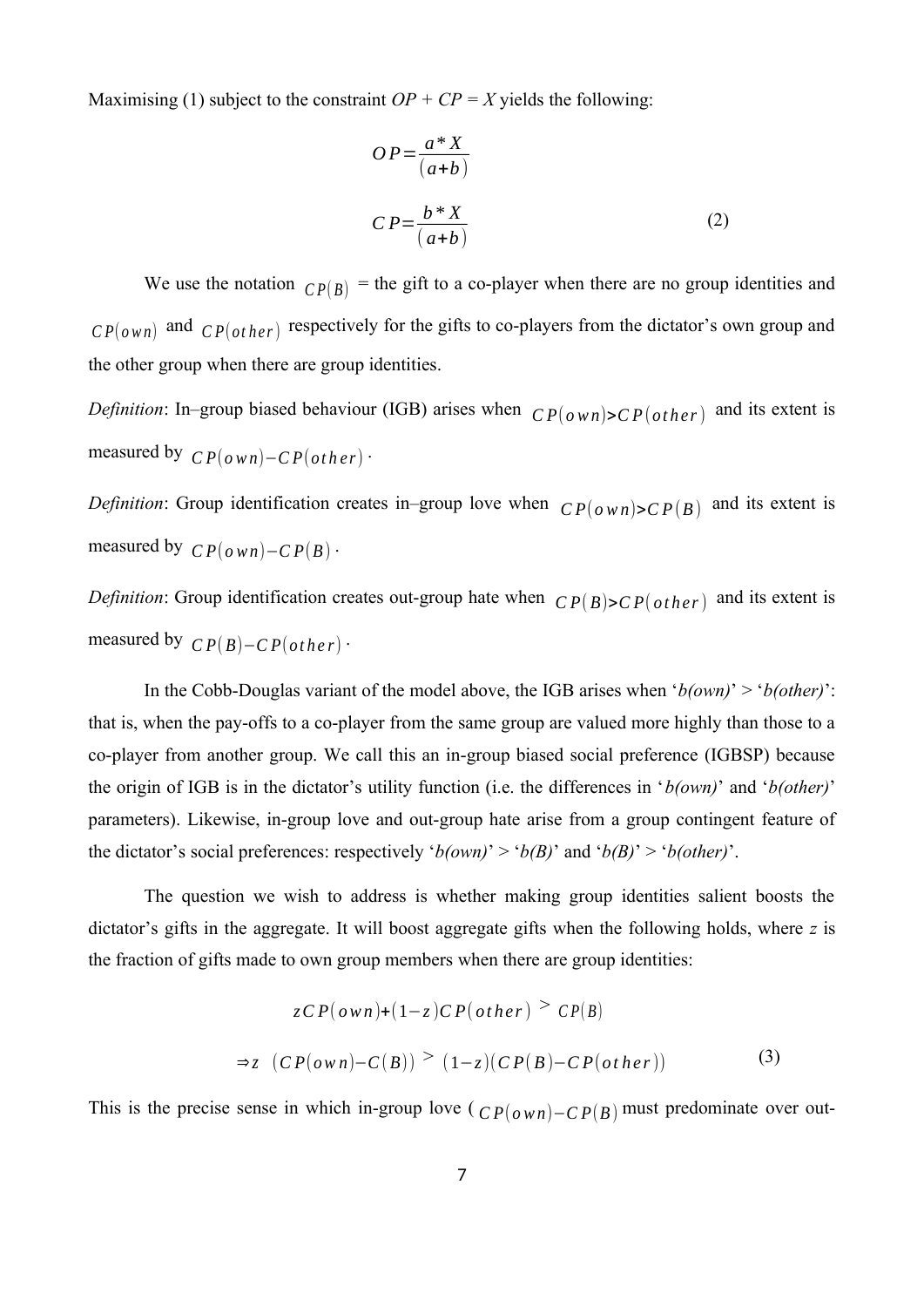Maximising (1) subject to the constraint $OP + CP = X$ yields the following:

$$OP = \frac{a * X}{(a+b)}$$

$$CP = \frac{b * X}{(a+b)} \tag{2}$$

We use the notation $CP(B)$ = the gift to a co-player when there are no group identities and $CP(own)$ and $CP(other)$ respectively for the gifts to co-players from the dictator's own group and the other group when there are group identities.

*Definition*: In–group biased behaviour (IGB) arises when $CP(own) > CP(other)$ and its extent is measured by $CP(own) - CP(other)$.

*Definition*: Group identification creates in–group love when $CP(own) > CP(B)$ and its extent is measured by $CP(own) - CP(B)$.

*Definition*: Group identification creates out-group hate when $CP(B) > CP(other)$ and its extent is measured by $CP(B) - CP(other)$.

In the Cobb-Douglas variant of the model above, the IGB arises when '*b(own)*' > '*b(other)*': that is, when the pay-offs to a co-player from the same group are valued more highly than those to a co-player from another group. We call this an in-group biased social preference (IGBSP) because the origin of IGB is in the dictator's utility function (i.e. the differences in '*b(own)*' and '*b(other)*' parameters). Likewise, in-group love and out-group hate arise from a group contingent feature of the dictator's social preferences: respectively '*b(own)*' > '*b(B)*' and '*b(B)*' > '*b(other)*'.

The question we wish to address is whether making group identities salient boosts the dictator's gifts in the aggregate. It will boost aggregate gifts when the following holds, where *z* is the fraction of gifts made to own group members when there are group identities:

$$zCP(own) + (1-z)CP(other) > CP(B)$$

$$\Rightarrow z \ (CP(own) - C(B)) > (1-z)(CP(B) - CP(other)) \tag{3}$$

This is the precise sense in which in-group love ($CP(own) - CP(B)$ must predominate over out-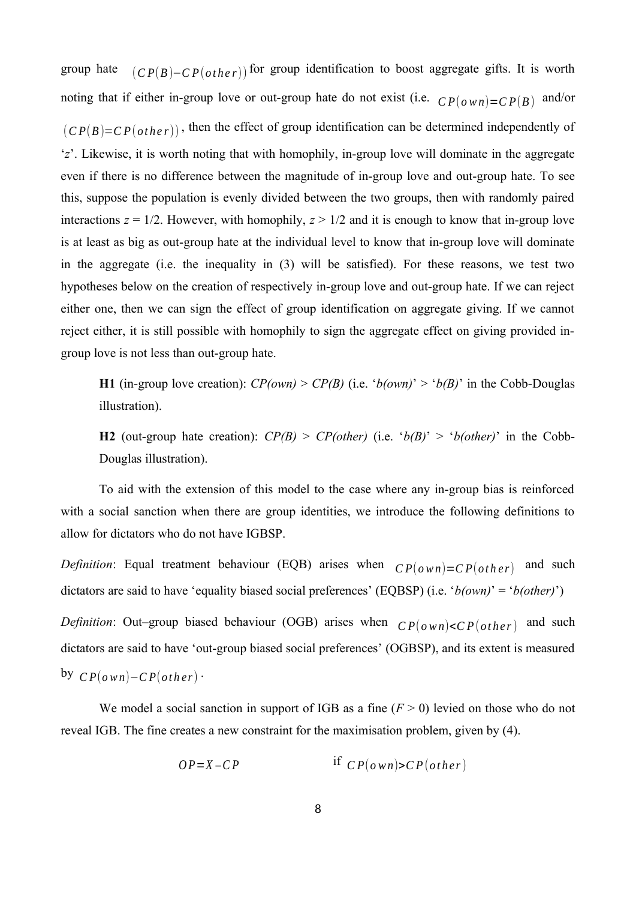group hate $(CP(B)-CP(other))$ for group identification to boost aggregate gifts. It is worth noting that if either in-group love or out-group hate do not exist (i.e. $CP(own)=CP(B)$ and/or $(CP(B)=CP(other))$, then the effect of group identification can be determined independently of '*z*'. Likewise, it is worth noting that with homophily, in-group love will dominate in the aggregate even if there is no difference between the magnitude of in-group love and out-group hate. To see this, suppose the population is evenly divided between the two groups, then with randomly paired interactions $z = 1/2$. However, with homophily, $z > 1/2$ and it is enough to know that in-group love is at least as big as out-group hate at the individual level to know that in-group love will dominate in the aggregate (i.e. the inequality in (3) will be satisfied). For these reasons, we test two hypotheses below on the creation of respectively in-group love and out-group hate. If we can reject either one, then we can sign the effect of group identification on aggregate giving. If we cannot reject either, it is still possible with homophily to sign the aggregate effect on giving provided in-group love is not less than out-group hate.

> **H1** (in-group love creation): *CP(own)* > *CP(B)* (i.e. '*b(own)*' > '*b(B)*' in the Cobb-Douglas illustration).
>
> **H2** (out-group hate creation): *CP(B)* > *CP(other)* (i.e. '*b(B)*' > '*b(other)*' in the Cobb-Douglas illustration).

To aid with the extension of this model to the case where any in-group bias is reinforced with a social sanction when there are group identities, we introduce the following definitions to allow for dictators who do not have IGBSP.

*Definition*: Equal treatment behaviour (EQB) arises when $CP(own)=CP(other)$ and such dictators are said to have 'equality biased social preferences' (EQBSP) (i.e. '*b(own)*' = '*b(other)*')

*Definition*: Out–group biased behaviour (OGB) arises when $CP(own)<CP(other)$ and such dictators are said to have 'out-group biased social preferences' (OGBSP), and its extent is measured by $CP(own)-CP(other)$.

We model a social sanction in support of IGB as a fine ($F > 0$) levied on those who do not reveal IGB. The fine creates a new constraint for the maximisation problem, given by (4).

$$OP=X-CP \qquad \text{if } CP(own)>CP(other)$$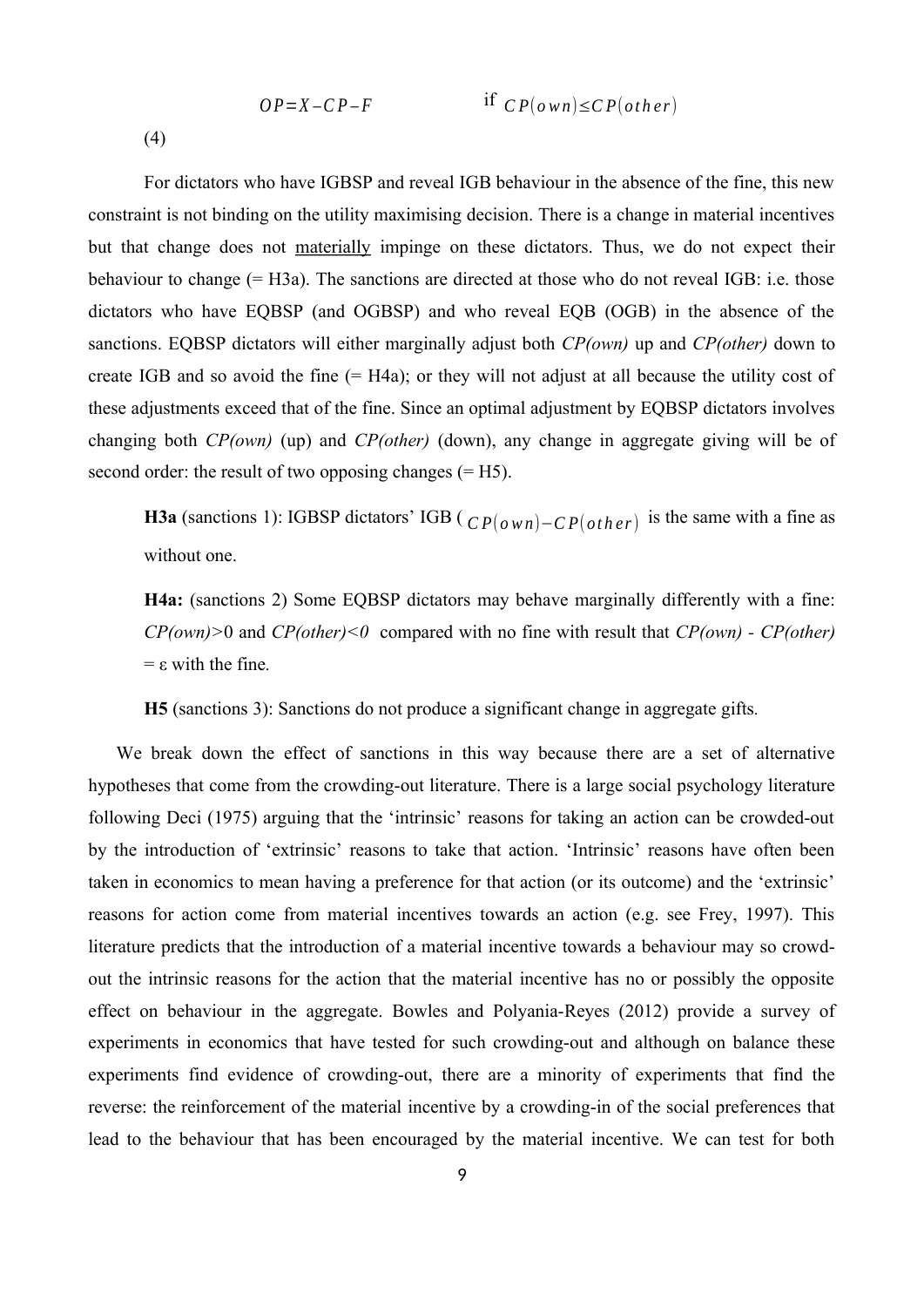$$OP = X - CP - F \qquad \text{if } CP(own) \leq CP(other)$$

(4)

For dictators who have IGBSP and reveal IGB behaviour in the absence of the fine, this new constraint is not binding on the utility maximising decision. There is a change in material incentives but that change does not materially impinge on these dictators. Thus, we do not expect their behaviour to change (= H3a). The sanctions are directed at those who do not reveal IGB: i.e. those dictators who have EQBSP (and OGBSP) and who reveal EQB (OGB) in the absence of the sanctions. EQBSP dictators will either marginally adjust both *CP(own)* up and *CP(other)* down to create IGB and so avoid the fine (= H4a); or they will not adjust at all because the utility cost of these adjustments exceed that of the fine. Since an optimal adjustment by EQBSP dictators involves changing both *CP(own)* (up) and *CP(other)* (down), any change in aggregate giving will be of second order: the result of two opposing changes (= H5).

**H3a** (sanctions 1): IGBSP dictators' IGB ( $CP(own) - CP(other)$ is the same with a fine as without one.

**H4a:** (sanctions 2) Some EQBSP dictators may behave marginally differently with a fine: *CP(own)*>0 and *CP(other)<0* compared with no fine with result that *CP(own) - CP(other)* = ε with the fine.

**H5** (sanctions 3): Sanctions do not produce a significant change in aggregate gifts.

We break down the effect of sanctions in this way because there are a set of alternative hypotheses that come from the crowding-out literature. There is a large social psychology literature following Deci (1975) arguing that the 'intrinsic' reasons for taking an action can be crowded-out by the introduction of 'extrinsic' reasons to take that action. 'Intrinsic' reasons have often been taken in economics to mean having a preference for that action (or its outcome) and the 'extrinsic' reasons for action come from material incentives towards an action (e.g. see Frey, 1997). This literature predicts that the introduction of a material incentive towards a behaviour may so crowd-out the intrinsic reasons for the action that the material incentive has no or possibly the opposite effect on behaviour in the aggregate. Bowles and Polyania-Reyes (2012) provide a survey of experiments in economics that have tested for such crowding-out and although on balance these experiments find evidence of crowding-out, there are a minority of experiments that find the reverse: the reinforcement of the material incentive by a crowding-in of the social preferences that lead to the behaviour that has been encouraged by the material incentive. We can test for both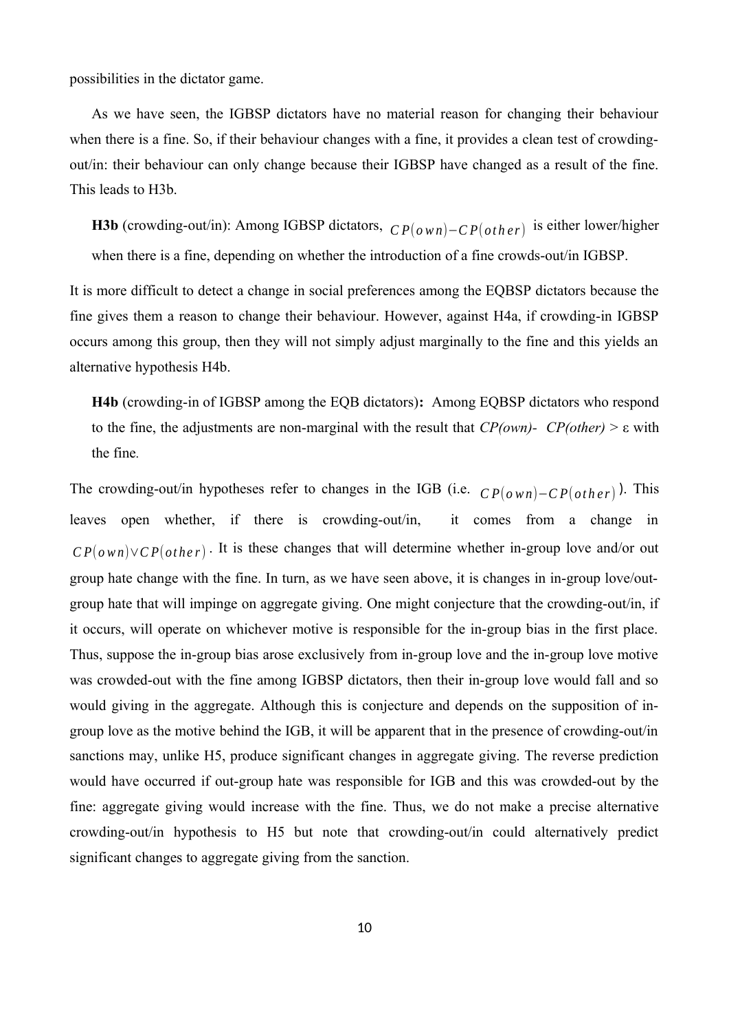possibilities in the dictator game.

As we have seen, the IGBSP dictators have no material reason for changing their behaviour when there is a fine. So, if their behaviour changes with a fine, it provides a clean test of crowding-out/in: their behaviour can only change because their IGBSP have changed as a result of the fine. This leads to H3b.

> **H3b** (crowding-out/in): Among IGBSP dictators, $CP(own) - CP(other)$ is either lower/higher when there is a fine, depending on whether the introduction of a fine crowds-out/in IGBSP.

It is more difficult to detect a change in social preferences among the EQBSP dictators because the fine gives them a reason to change their behaviour. However, against H4a, if crowding-in IGBSP occurs among this group, then they will not simply adjust marginally to the fine and this yields an alternative hypothesis H4b.

> **H4b** (crowding-in of IGBSP among the EQB dictators)**:** Among EQBSP dictators who respond to the fine, the adjustments are non-marginal with the result that $CP(own) - CP(other) > \varepsilon$ with the fine.

The crowding-out/in hypotheses refer to changes in the IGB (i.e. $CP(own) - CP(other)$). This leaves open whether, if there is crowding-out/in, it comes from a change in $CP(own) \vee CP(other)$. It is these changes that will determine whether in-group love and/or out group hate change with the fine. In turn, as we have seen above, it is changes in in-group love/out-group hate that will impinge on aggregate giving. One might conjecture that the crowding-out/in, if it occurs, will operate on whichever motive is responsible for the in-group bias in the first place. Thus, suppose the in-group bias arose exclusively from in-group love and the in-group love motive was crowded-out with the fine among IGBSP dictators, then their in-group love would fall and so would giving in the aggregate. Although this is conjecture and depends on the supposition of in-group love as the motive behind the IGB, it will be apparent that in the presence of crowding-out/in sanctions may, unlike H5, produce significant changes in aggregate giving. The reverse prediction would have occurred if out-group hate was responsible for IGB and this was crowded-out by the fine: aggregate giving would increase with the fine. Thus, we do not make a precise alternative crowding-out/in hypothesis to H5 but note that crowding-out/in could alternatively predict significant changes to aggregate giving from the sanction.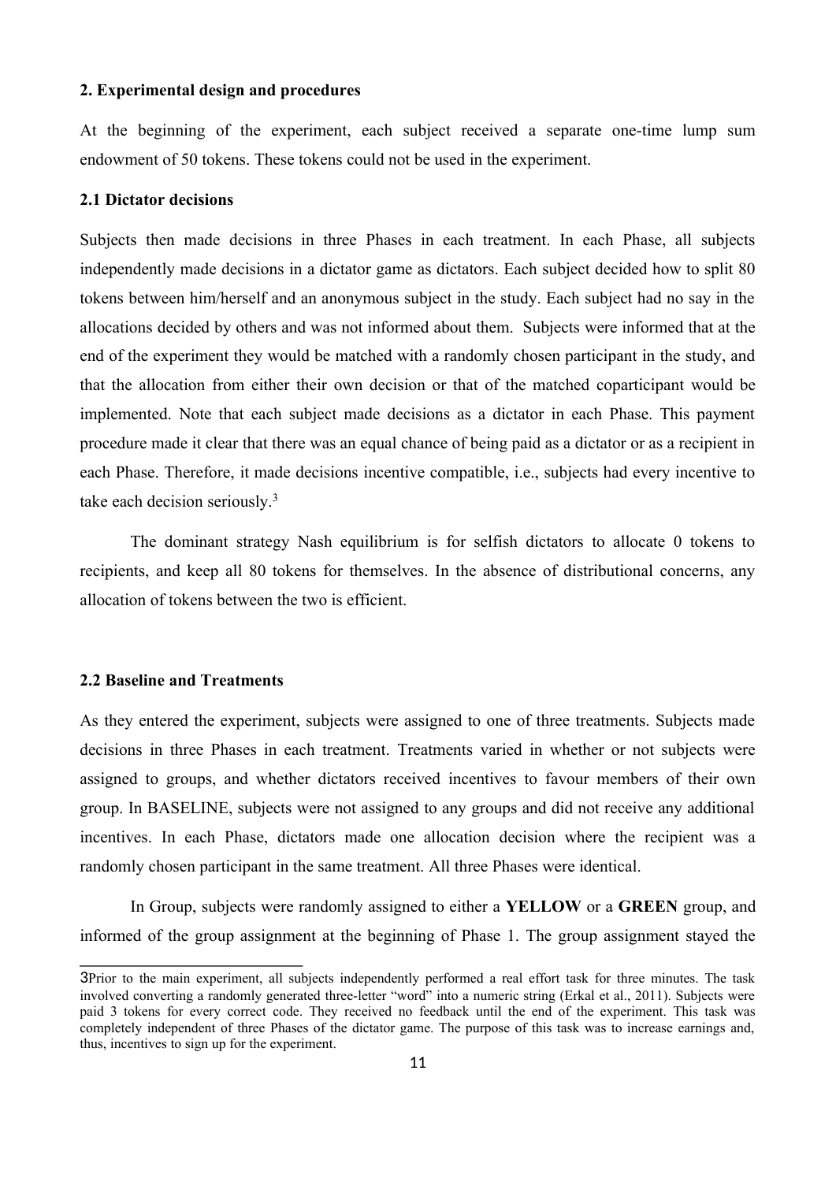## 2. Experimental design and procedures

At the beginning of the experiment, each subject received a separate one-time lump sum endowment of 50 tokens. These tokens could not be used in the experiment.

### 2.1 Dictator decisions

Subjects then made decisions in three Phases in each treatment. In each Phase, all subjects independently made decisions in a dictator game as dictators. Each subject decided how to split 80 tokens between him/herself and an anonymous subject in the study. Each subject had no say in the allocations decided by others and was not informed about them. Subjects were informed that at the end of the experiment they would be matched with a randomly chosen participant in the study, and that the allocation from either their own decision or that of the matched coparticipant would be implemented. Note that each subject made decisions as a dictator in each Phase. This payment procedure made it clear that there was an equal chance of being paid as a dictator or as a recipient in each Phase. Therefore, it made decisions incentive compatible, i.e., subjects had every incentive to take each decision seriously.[3]

The dominant strategy Nash equilibrium is for selfish dictators to allocate 0 tokens to recipients, and keep all 80 tokens for themselves. In the absence of distributional concerns, any allocation of tokens between the two is efficient.

### 2.2 Baseline and Treatments

As they entered the experiment, subjects were assigned to one of three treatments. Subjects made decisions in three Phases in each treatment. Treatments varied in whether or not subjects were assigned to groups, and whether dictators received incentives to favour members of their own group. In BASELINE, subjects were not assigned to any groups and did not receive any additional incentives. In each Phase, dictators made one allocation decision where the recipient was a randomly chosen participant in the same treatment. All three Phases were identical.

In Group, subjects were randomly assigned to either a **YELLOW** or a **GREEN** group, and informed of the group assignment at the beginning of Phase 1. The group assignment stayed the

[3] Prior to the main experiment, all subjects independently performed a real effort task for three minutes. The task involved converting a randomly generated three-letter "word" into a numeric string (Erkal et al., 2011). Subjects were paid 3 tokens for every correct code. They received no feedback until the end of the experiment. This task was completely independent of three Phases of the dictator game. The purpose of this task was to increase earnings and, thus, incentives to sign up for the experiment.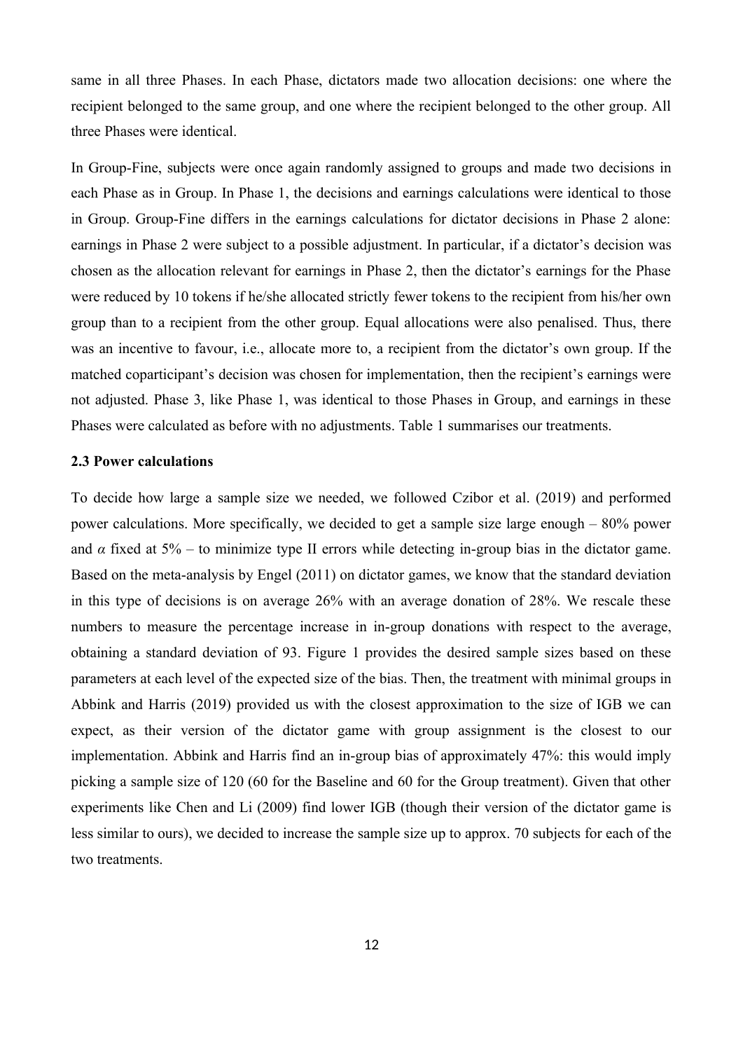same in all three Phases. In each Phase, dictators made two allocation decisions: one where the recipient belonged to the same group, and one where the recipient belonged to the other group. All three Phases were identical.

In Group-Fine, subjects were once again randomly assigned to groups and made two decisions in each Phase as in Group. In Phase 1, the decisions and earnings calculations were identical to those in Group. Group-Fine differs in the earnings calculations for dictator decisions in Phase 2 alone: earnings in Phase 2 were subject to a possible adjustment. In particular, if a dictator's decision was chosen as the allocation relevant for earnings in Phase 2, then the dictator's earnings for the Phase were reduced by 10 tokens if he/she allocated strictly fewer tokens to the recipient from his/her own group than to a recipient from the other group. Equal allocations were also penalised. Thus, there was an incentive to favour, i.e., allocate more to, a recipient from the dictator's own group. If the matched coparticipant's decision was chosen for implementation, then the recipient's earnings were not adjusted. Phase 3, like Phase 1, was identical to those Phases in Group, and earnings in these Phases were calculated as before with no adjustments. Table 1 summarises our treatments.

### 2.3 Power calculations

To decide how large a sample size we needed, we followed Czibor et al. (2019) and performed power calculations. More specifically, we decided to get a sample size large enough – 80% power and $\alpha$ fixed at 5% – to minimize type II errors while detecting in-group bias in the dictator game. Based on the meta-analysis by Engel (2011) on dictator games, we know that the standard deviation in this type of decisions is on average 26% with an average donation of 28%. We rescale these numbers to measure the percentage increase in in-group donations with respect to the average, obtaining a standard deviation of 93. Figure 1 provides the desired sample sizes based on these parameters at each level of the expected size of the bias. Then, the treatment with minimal groups in Abbink and Harris (2019) provided us with the closest approximation to the size of IGB we can expect, as their version of the dictator game with group assignment is the closest to our implementation. Abbink and Harris find an in-group bias of approximately 47%: this would imply picking a sample size of 120 (60 for the Baseline and 60 for the Group treatment). Given that other experiments like Chen and Li (2009) find lower IGB (though their version of the dictator game is less similar to ours), we decided to increase the sample size up to approx. 70 subjects for each of the two treatments.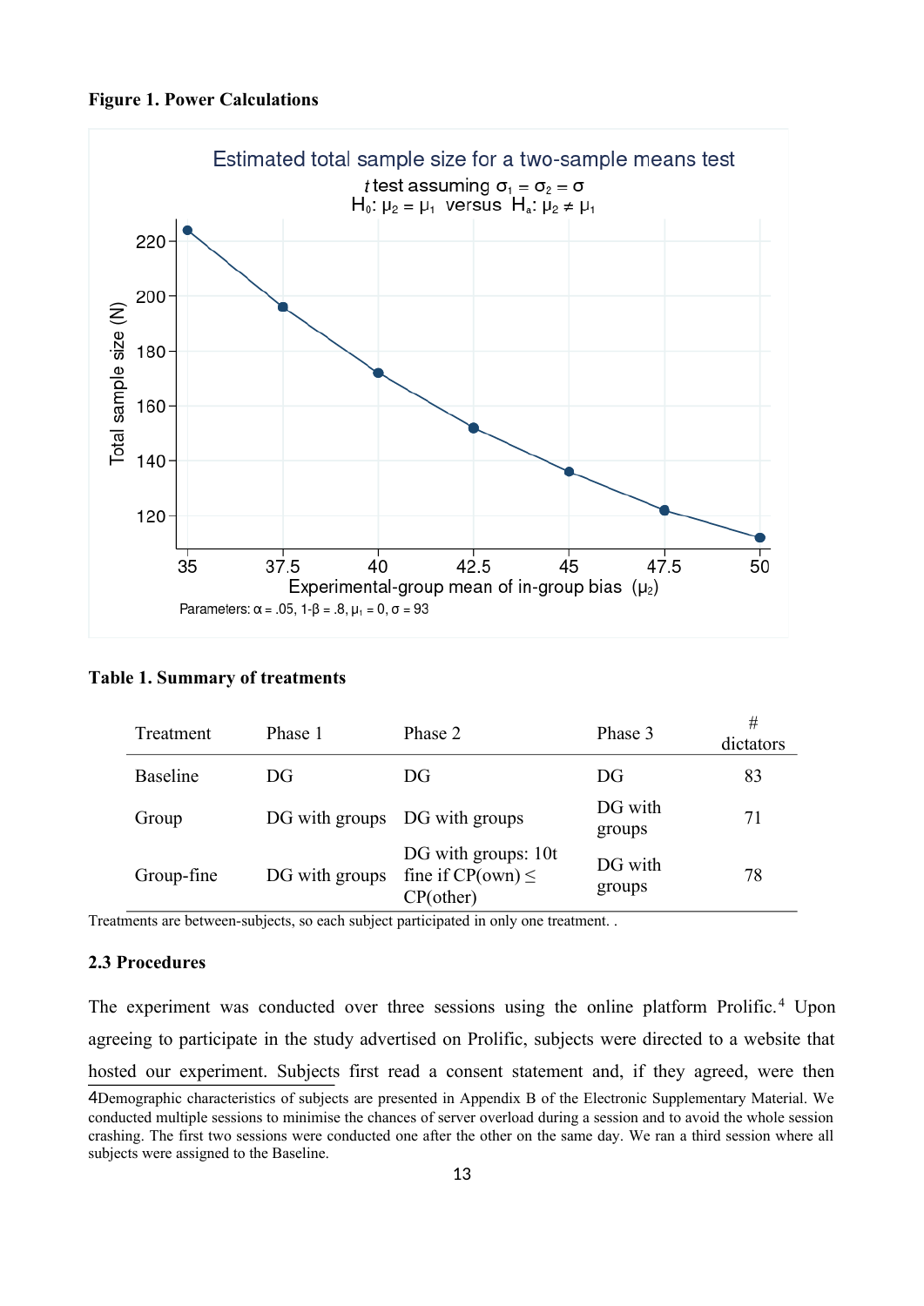**Figure 1. Power Calculations**

**Table 1. Summary of treatments**

| Treatment | Phase 1 | Phase 2 | Phase 3 | # dictators |
|---|---|---|---|---|
| Baseline | DG | DG | DG | 83 |
| Group | DG with groups | DG with groups | DG with groups | 71 |
| Group-fine | DG with groups | DG with groups: 10t fine if CP(own) ≤ CP(other) | DG with groups | 78 |

Treatments are between-subjects, so each subject participated in only one treatment. .

### 2.3 Procedures

The experiment was conducted over three sessions using the online platform Prolific.[4] Upon agreeing to participate in the study advertised on Prolific, subjects were directed to a website that hosted our experiment. Subjects first read a consent statement and, if they agreed, were then

[4] Demographic characteristics of subjects are presented in Appendix B of the Electronic Supplementary Material. We conducted multiple sessions to minimise the chances of server overload during a session and to avoid the whole session crashing. The first two sessions were conducted one after the other on the same day. We ran a third session where all subjects were assigned to the Baseline.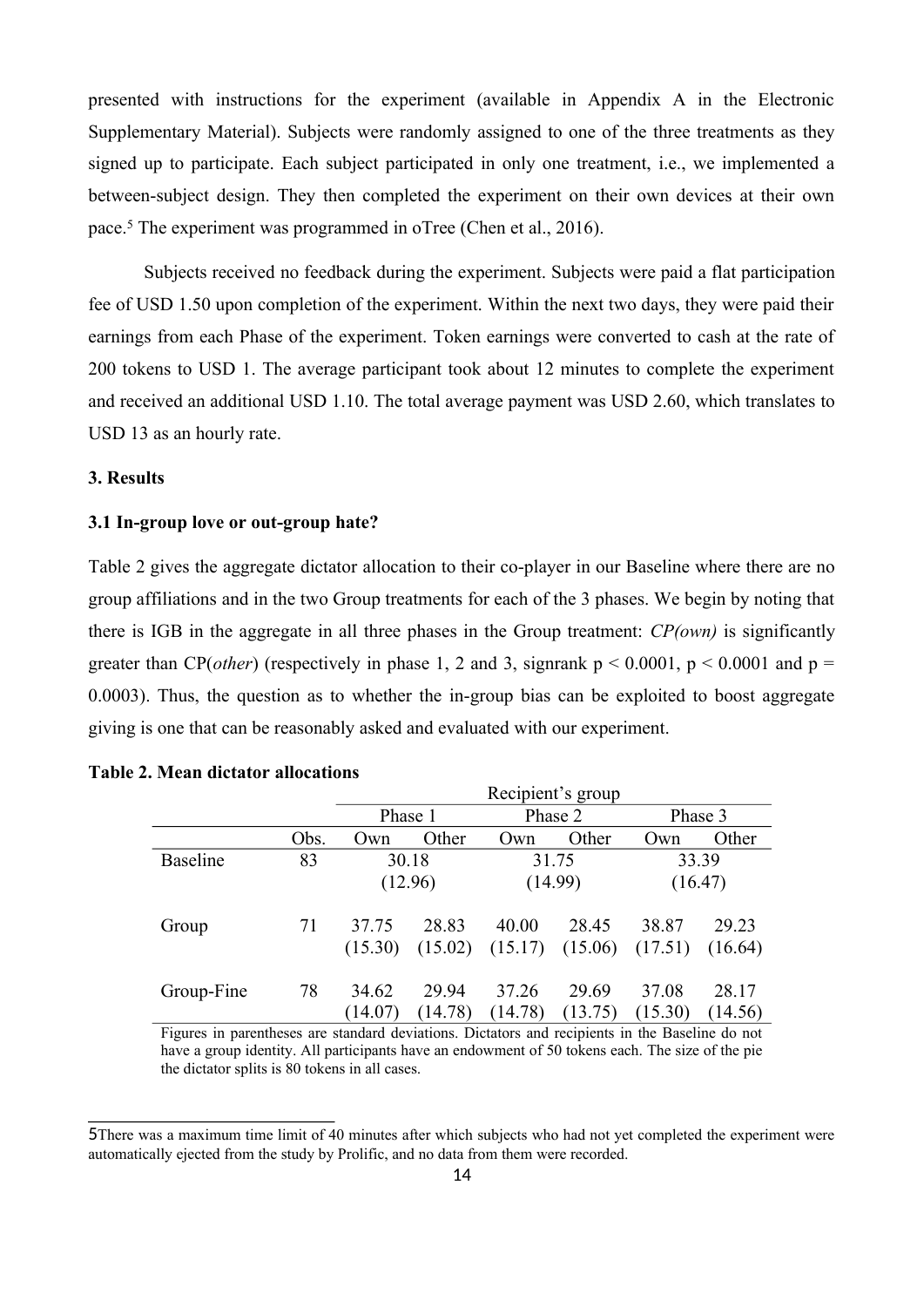presented with instructions for the experiment (available in Appendix A in the Electronic Supplementary Material). Subjects were randomly assigned to one of the three treatments as they signed up to participate. Each subject participated in only one treatment, i.e., we implemented a between-subject design. They then completed the experiment on their own devices at their own pace.[5] The experiment was programmed in oTree (Chen et al., 2016).

Subjects received no feedback during the experiment. Subjects were paid a flat participation fee of USD 1.50 upon completion of the experiment. Within the next two days, they were paid their earnings from each Phase of the experiment. Token earnings were converted to cash at the rate of 200 tokens to USD 1. The average participant took about 12 minutes to complete the experiment and received an additional USD 1.10. The total average payment was USD 2.60, which translates to USD 13 as an hourly rate.

## 3. Results

### 3.1 In-group love or out-group hate?

Table 2 gives the aggregate dictator allocation to their co-player in our Baseline where there are no group affiliations and in the two Group treatments for each of the 3 phases. We begin by noting that there is IGB in the aggregate in all three phases in the Group treatment: *CP(own)* is significantly greater than CP(*other*) (respectively in phase 1, 2 and 3, signrank $p < 0.0001$, $p < 0.0001$ and $p = 0.0003$). Thus, the question as to whether the in-group bias can be exploited to boost aggregate giving is one that can be reasonably asked and evaluated with our experiment.

**Table 2. Mean dictator allocations**

| | | Recipient's group | | | | | |
|---|---|---|---|---|---|---|---|
| | | Phase 1 | | Phase 2 | | Phase 3 | |
| | Obs. | Own | Other | Own | Other | Own | Other |
| Baseline | 83 | 30.18 | | 31.75 | | 33.39 | |
| | | (12.96) | | (14.99) | | (16.47) | |
| Group | 71 | 37.75 | 28.83 | 40.00 | 28.45 | 38.87 | 29.23 |
| | | (15.30) | (15.02) | (15.17) | (15.06) | (17.51) | (16.64) |
| Group-Fine | 78 | 34.62 | 29.94 | 37.26 | 29.69 | 37.08 | 28.17 |
| | | (14.07) | (14.78) | (14.78) | (13.75) | (15.30) | (14.56) |

Figures in parentheses are standard deviations. Dictators and recipients in the Baseline do not have a group identity. All participants have an endowment of 50 tokens each. The size of the pie the dictator splits is 80 tokens in all cases.

---

[5] There was a maximum time limit of 40 minutes after which subjects who had not yet completed the experiment were automatically ejected from the study by Prolific, and no data from them were recorded.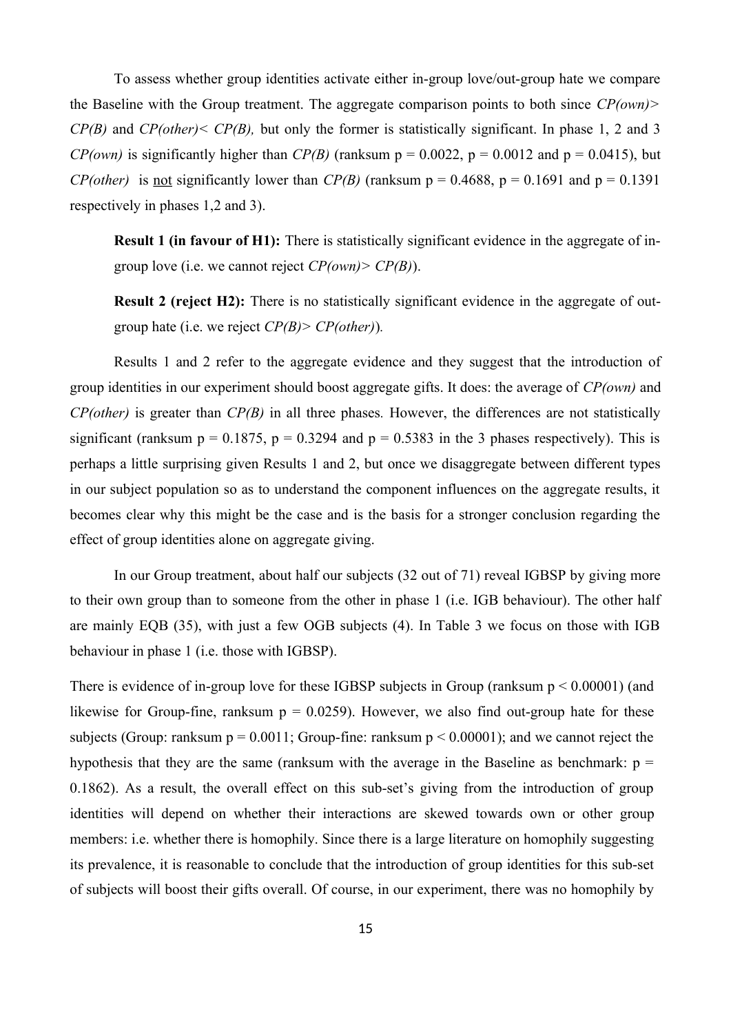To assess whether group identities activate either in-group love/out-group hate we compare the Baseline with the Group treatment. The aggregate comparison points to both since $CP(own) > CP(B)$ and $CP(other) < CP(B)$, but only the former is statistically significant. In phase 1, 2 and 3 $CP(own)$ is significantly higher than $CP(B)$ (ranksum $p = 0.0022$, $p = 0.0012$ and $p = 0.0415$), but $CP(other)$ is not significantly lower than $CP(B)$ (ranksum $p = 0.4688$, $p = 0.1691$ and $p = 0.1391$ respectively in phases 1,2 and 3).

> **Result 1 (in favour of H1):** There is statistically significant evidence in the aggregate of in-group love (i.e. we cannot reject $CP(own) > CP(B)$).

> **Result 2 (reject H2):** There is no statistically significant evidence in the aggregate of out-group hate (i.e. we reject $CP(B) > CP(other)$).

Results 1 and 2 refer to the aggregate evidence and they suggest that the introduction of group identities in our experiment should boost aggregate gifts. It does: the average of *CP(own)* and *CP(other)* is greater than *CP(B)* in all three phases. However, the differences are not statistically significant (ranksum $p = 0.1875$, $p = 0.3294$ and $p = 0.5383$ in the 3 phases respectively). This is perhaps a little surprising given Results 1 and 2, but once we disaggregate between different types in our subject population so as to understand the component influences on the aggregate results, it becomes clear why this might be the case and is the basis for a stronger conclusion regarding the effect of group identities alone on aggregate giving.

In our Group treatment, about half our subjects (32 out of 71) reveal IGBSP by giving more to their own group than to someone from the other in phase 1 (i.e. IGB behaviour). The other half are mainly EQB (35), with just a few OGB subjects (4). In Table 3 we focus on those with IGB behaviour in phase 1 (i.e. those with IGBSP).

There is evidence of in-group love for these IGBSP subjects in Group (ranksum $p < 0.00001$) (and likewise for Group-fine, ranksum $p = 0.0259$). However, we also find out-group hate for these subjects (Group: ranksum $p = 0.0011$; Group-fine: ranksum $p < 0.00001$); and we cannot reject the hypothesis that they are the same (ranksum with the average in the Baseline as benchmark: $p = 0.1862$). As a result, the overall effect on this sub-set's giving from the introduction of group identities will depend on whether their interactions are skewed towards own or other group members: i.e. whether there is homophily. Since there is a large literature on homophily suggesting its prevalence, it is reasonable to conclude that the introduction of group identities for this sub-set of subjects will boost their gifts overall. Of course, in our experiment, there was no homophily by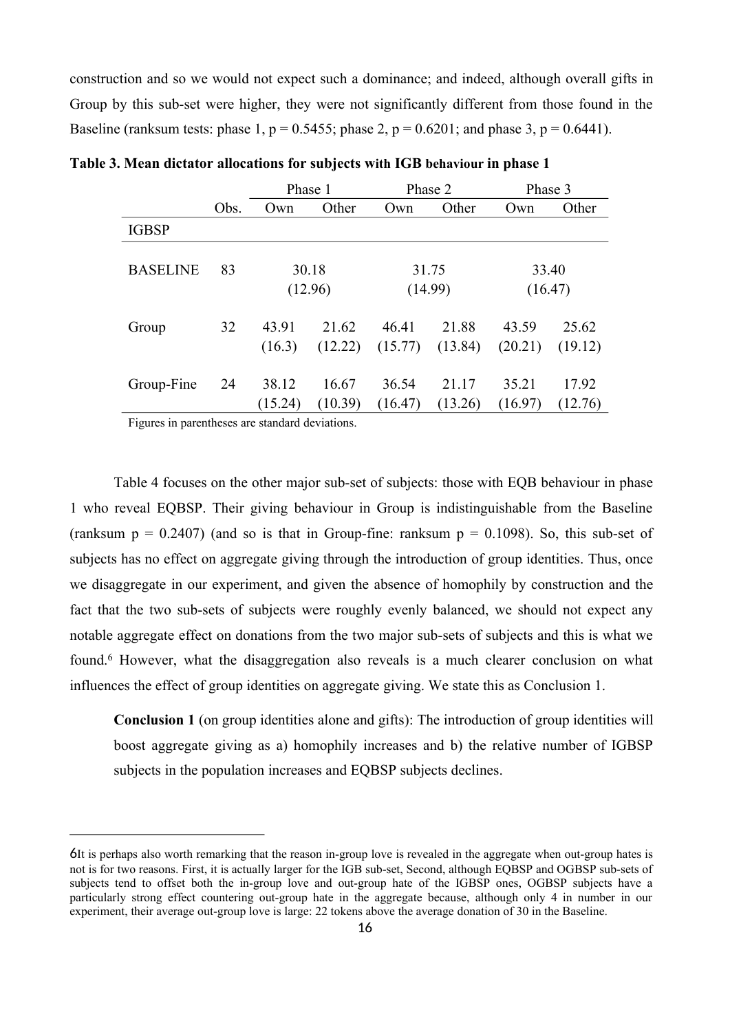construction and so we would not expect such a dominance; and indeed, although overall gifts in Group by this sub-set were higher, they were not significantly different from those found in the Baseline (ranksum tests: phase 1, p = 0.5455; phase 2, p = 0.6201; and phase 3, p = 0.6441).

**Table 3. Mean dictator allocations for subjects with IGB behaviour in phase 1**

| | Obs. | Phase 1 | | Phase 2 | | Phase 3 | |
|---|---|---|---|---|---|---|---|
| | | Own | Other | Own | Other | Own | Other |
| IGBSP | | | | | | | |
| BASELINE | 83 | 30.18 (12.96) | | 31.75 (14.99) | | 33.40 (16.47) | |
| Group | 32 | 43.91 (16.3) | 21.62 (12.22) | 46.41 (15.77) | 21.88 (13.84) | 43.59 (20.21) | 25.62 (19.12) |
| Group-Fine | 24 | 38.12 (15.24) | 16.67 (10.39) | 36.54 (16.47) | 21.17 (13.26) | 35.21 (16.97) | 17.92 (12.76) |

Figures in parentheses are standard deviations.

Table 4 focuses on the other major sub-set of subjects: those with EQB behaviour in phase 1 who reveal EQBSP. Their giving behaviour in Group is indistinguishable from the Baseline (ranksum p = 0.2407) (and so is that in Group-fine: ranksum p = 0.1098). So, this sub-set of subjects has no effect on aggregate giving through the introduction of group identities. Thus, once we disaggregate in our experiment, and given the absence of homophily by construction and the fact that the two sub-sets of subjects were roughly evenly balanced, we should not expect any notable aggregate effect on donations from the two major sub-sets of subjects and this is what we found.[6] However, what the disaggregation also reveals is a much clearer conclusion on what influences the effect of group identities on aggregate giving. We state this as Conclusion 1.

> **Conclusion 1** (on group identities alone and gifts): The introduction of group identities will boost aggregate giving as a) homophily increases and b) the relative number of IGBSP subjects in the population increases and EQBSP subjects declines.

[6] It is perhaps also worth remarking that the reason in-group love is revealed in the aggregate when out-group hates is not is for two reasons. First, it is actually larger for the IGB sub-set, Second, although EQBSP and OGBSP sub-sets of subjects tend to offset both the in-group love and out-group hate of the IGBSP ones, OGBSP subjects have a particularly strong effect countering out-group hate in the aggregate because, although only 4 in number in our experiment, their average out-group love is large: 22 tokens above the average donation of 30 in the Baseline.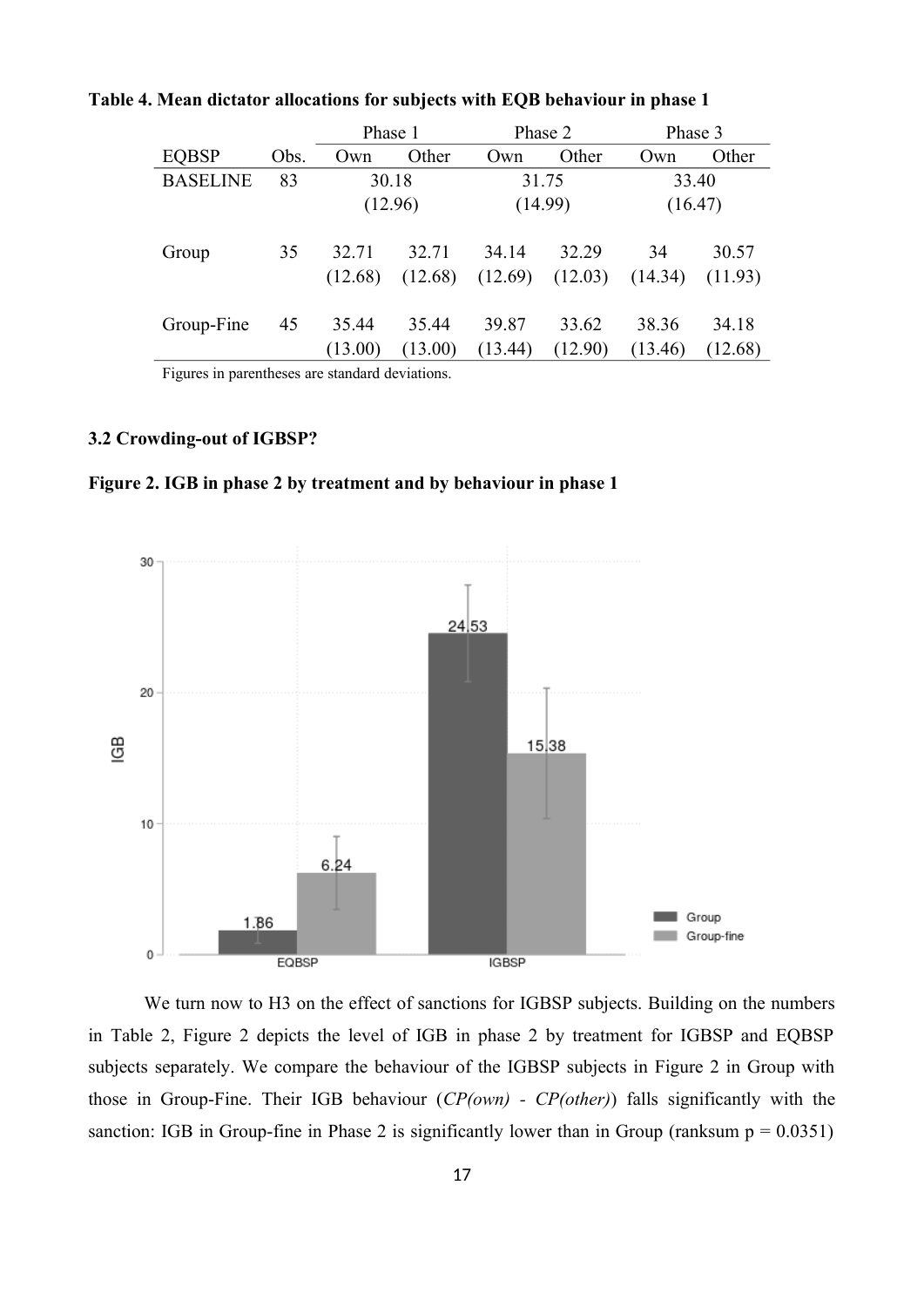**Table 4. Mean dictator allocations for subjects with EQB behaviour in phase 1**

| | | Phase 1 | | Phase 2 | | Phase 3 | |
|---|---|---|---|---|---|---|---|
| EQBSP | Obs. | Own | Other | Own | Other | Own | Other |
| BASELINE | 83 | 30.18 (12.96) | | 31.75 (14.99) | | 33.40 (16.47) | |
| Group | 35 | 32.71 (12.68) | 32.71 (12.68) | 34.14 (12.69) | 32.29 (12.03) | 34 (14.34) | 30.57 (11.93) |
| Group-Fine | 45 | 35.44 (13.00) | 35.44 (13.00) | 39.87 (13.44) | 33.62 (12.90) | 38.36 (13.46) | 34.18 (12.68) |

Figures in parentheses are standard deviations.

### 3.2 Crowding-out of IGBSP?

**Figure 2. IGB in phase 2 by treatment and by behaviour in phase 1**

| IGB | Group | Group-fine |
|---|---|---|
| EQBSP | 1.86 | 6.24 |
| IGBSP | 24.53 | 15.38 |

We turn now to H3 on the effect of sanctions for IGBSP subjects. Building on the numbers in Table 2, Figure 2 depicts the level of IGB in phase 2 by treatment for IGBSP and EQBSP subjects separately. We compare the behaviour of the IGBSP subjects in Figure 2 in Group with those in Group-Fine. Their IGB behaviour (*CP(own) - CP(other)*) falls significantly with the sanction: IGB in Group-fine in Phase 2 is significantly lower than in Group (ranksum p = 0.0351)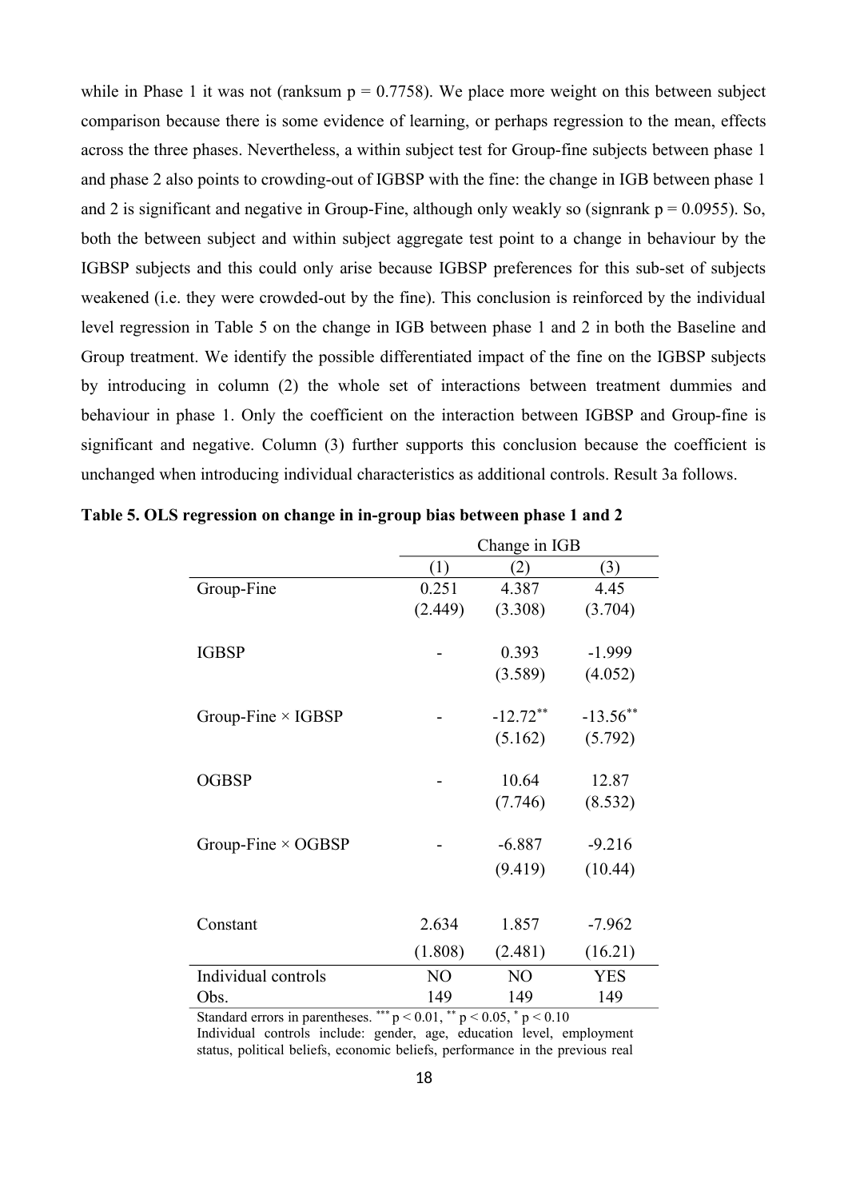while in Phase 1 it was not (ranksum $p = 0.7758$). We place more weight on this between subject comparison because there is some evidence of learning, or perhaps regression to the mean, effects across the three phases. Nevertheless, a within subject test for Group-fine subjects between phase 1 and phase 2 also points to crowding-out of IGBSP with the fine: the change in IGB between phase 1 and 2 is significant and negative in Group-Fine, although only weakly so (signrank $p = 0.0955$). So, both the between subject and within subject aggregate test point to a change in behaviour by the IGBSP subjects and this could only arise because IGBSP preferences for this sub-set of subjects weakened (i.e. they were crowded-out by the fine). This conclusion is reinforced by the individual level regression in Table 5 on the change in IGB between phase 1 and 2 in both the Baseline and Group treatment. We identify the possible differentiated impact of the fine on the IGBSP subjects by introducing in column (2) the whole set of interactions between treatment dummies and behaviour in phase 1. Only the coefficient on the interaction between IGBSP and Group-fine is significant and negative. Column (3) further supports this conclusion because the coefficient is unchanged when introducing individual characteristics as additional controls. Result 3a follows.

**Table 5. OLS regression on change in in-group bias between phase 1 and 2**

| | Change in IGB | | |
|---|---|---|---|
| | (1) | (2) | (3) |
| Group-Fine | 0.251 | 4.387 | 4.45 |
| | (2.449) | (3.308) | (3.704) |
| IGBSP | - | 0.393 | -1.999 |
| | | (3.589) | (4.052) |
| Group-Fine × IGBSP | - | -12.72** | -13.56** |
| | | (5.162) | (5.792) |
| OGBSP | - | 10.64 | 12.87 |
| | | (7.746) | (8.532) |
| Group-Fine × OGBSP | - | -6.887 | -9.216 |
| | | (9.419) | (10.44) |
| Constant | 2.634 | 1.857 | -7.962 |
| | (1.808) | (2.481) | (16.21) |
| Individual controls | NO | NO | YES |
| Obs. | 149 | 149 | 149 |

Standard errors in parentheses. *** $p < 0.01$, ** $p < 0.05$, * $p < 0.10$
Individual controls include: gender, age, education level, employment status, political beliefs, economic beliefs, performance in the previous real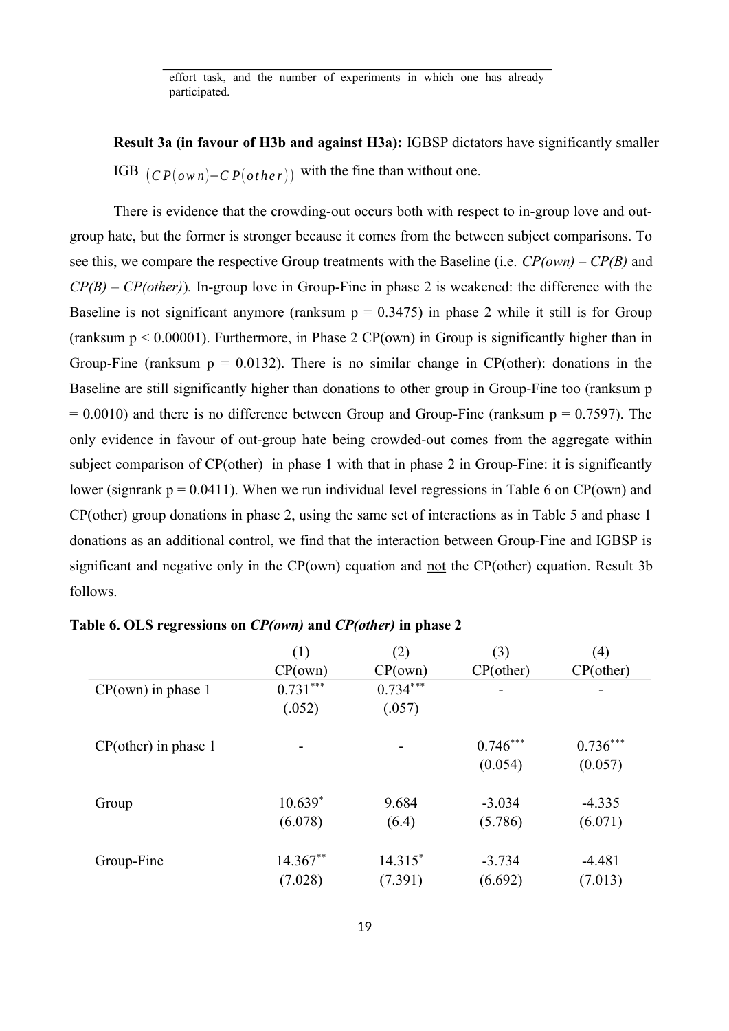effort task, and the number of experiments in which one has already participated.

**Result 3a (in favour of H3b and against H3a):** IGBSP dictators have significantly smaller IGB $(CP(own) - CP(other))$ with the fine than without one.

There is evidence that the crowding-out occurs both with respect to in-group love and out-group hate, but the former is stronger because it comes from the between subject comparisons. To see this, we compare the respective Group treatments with the Baseline (i.e. *CP(own) – CP(B)* and *CP(B) – CP(other)*). In-group love in Group-Fine in phase 2 is weakened: the difference with the Baseline is not significant anymore (ranksum p = 0.3475) in phase 2 while it still is for Group (ranksum p < 0.00001). Furthermore, in Phase 2 CP(own) in Group is significantly higher than in Group-Fine (ranksum p = 0.0132). There is no similar change in CP(other): donations in the Baseline are still significantly higher than donations to other group in Group-Fine too (ranksum p = 0.0010) and there is no difference between Group and Group-Fine (ranksum p = 0.7597). The only evidence in favour of out-group hate being crowded-out comes from the aggregate within subject comparison of CP(other) in phase 1 with that in phase 2 in Group-Fine: it is significantly lower (signrank p = 0.0411). When we run individual level regressions in Table 6 on CP(own) and CP(other) group donations in phase 2, using the same set of interactions as in Table 5 and phase 1 donations as an additional control, we find that the interaction between Group-Fine and IGBSP is significant and negative only in the CP(own) equation and not the CP(other) equation. Result 3b follows.

**Table 6. OLS regressions on *CP(own)* and *CP(other)* in phase 2**

| | (1) CP(own) | (2) CP(own) | (3) CP(other) | (4) CP(other) |
|---|---|---|---|---|
| CP(own) in phase 1 | 0.731*** | 0.734*** | - | - |
| | (.052) | (.057) | | |
| CP(other) in phase 1 | - | - | 0.746*** | 0.736*** |
| | | | (0.054) | (0.057) |
| Group | 10.639* | 9.684 | -3.034 | -4.335 |
| | (6.078) | (6.4) | (5.786) | (6.071) |
| Group-Fine | 14.367** | 14.315* | -3.734 | -4.481 |
| | (7.028) | (7.391) | (6.692) | (7.013) |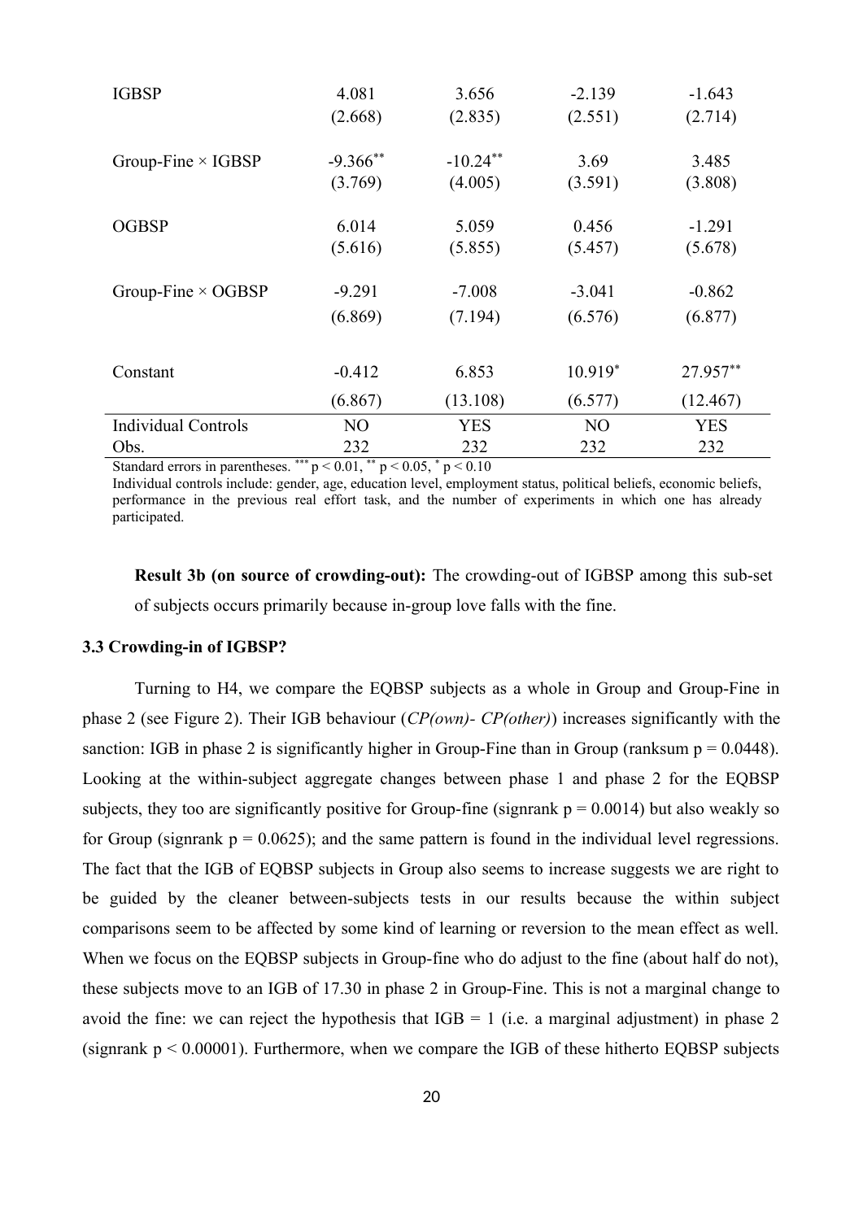| | (1) | (2) | (3) | (4) |
|---|---|---|---|---|
| IGBSP | 4.081 | 3.656 | -2.139 | -1.643 |
| | (2.668) | (2.835) | (2.551) | (2.714) |
| Group-Fine × IGBSP | -9.366** | -10.24** | 3.69 | 3.485 |
| | (3.769) | (4.005) | (3.591) | (3.808) |
| OGBSP | 6.014 | 5.059 | 0.456 | -1.291 |
| | (5.616) | (5.855) | (5.457) | (5.678) |
| Group-Fine × OGBSP | -9.291 | -7.008 | -3.041 | -0.862 |
| | (6.869) | (7.194) | (6.576) | (6.877) |
| Constant | -0.412 | 6.853 | 10.919* | 27.957** |
| | (6.867) | (13.108) | (6.577) | (12.467) |
| Individual Controls | NO | YES | NO | YES |
| Obs. | 232 | 232 | 232 | 232 |

Standard errors in parentheses. *** $p < 0.01$, ** $p < 0.05$, * $p < 0.10$

Individual controls include: gender, age, education level, employment status, political beliefs, economic beliefs, performance in the previous real effort task, and the number of experiments in which one has already participated.

**Result 3b (on source of crowding-out):** The crowding-out of IGBSP among this sub-set of subjects occurs primarily because in-group love falls with the fine.

### 3.3 Crowding-in of IGBSP?

Turning to H4, we compare the EQBSP subjects as a whole in Group and Group-Fine in phase 2 (see Figure 2). Their IGB behaviour (*CP(own)- CP(other)*) increases significantly with the sanction: IGB in phase 2 is significantly higher in Group-Fine than in Group (ranksum p = 0.0448). Looking at the within-subject aggregate changes between phase 1 and phase 2 for the EQBSP subjects, they too are significantly positive for Group-fine (signrank p = 0.0014) but also weakly so for Group (signrank p = 0.0625); and the same pattern is found in the individual level regressions. The fact that the IGB of EQBSP subjects in Group also seems to increase suggests we are right to be guided by the cleaner between-subjects tests in our results because the within subject comparisons seem to be affected by some kind of learning or reversion to the mean effect as well. When we focus on the EQBSP subjects in Group-fine who do adjust to the fine (about half do not), these subjects move to an IGB of 17.30 in phase 2 in Group-Fine. This is not a marginal change to avoid the fine: we can reject the hypothesis that IGB = 1 (i.e. a marginal adjustment) in phase 2 (signrank $p < 0.00001$). Furthermore, when we compare the IGB of these hitherto EQBSP subjects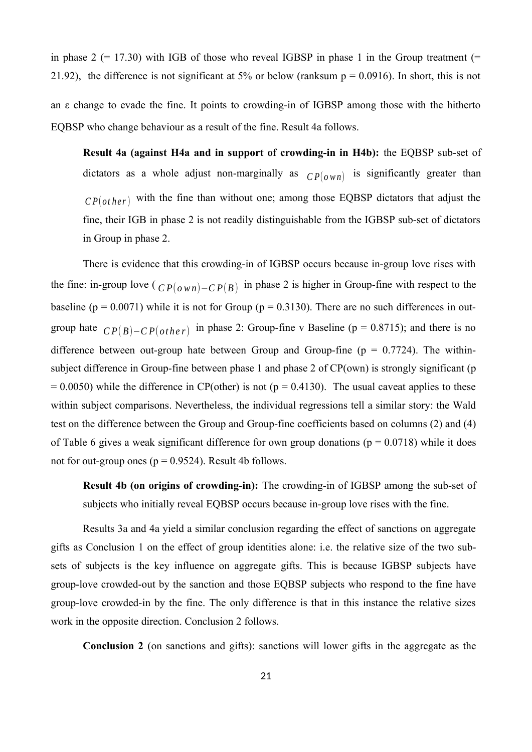in phase 2 (= 17.30) with IGB of those who reveal IGBSP in phase 1 in the Group treatment (= 21.92), the difference is not significant at 5% or below (ranksum p = 0.0916). In short, this is not an ε change to evade the fine. It points to crowding-in of IGBSP among those with the hitherto EQBSP who change behaviour as a result of the fine. Result 4a follows.

> **Result 4a (against H4a and in support of crowding-in in H4b):** the EQBSP sub-set of dictators as a whole adjust non-marginally as $CP(own)$ is significantly greater than $CP(other)$ with the fine than without one; among those EQBSP dictators that adjust the fine, their IGB in phase 2 is not readily distinguishable from the IGBSP sub-set of dictators in Group in phase 2.

There is evidence that this crowding-in of IGBSP occurs because in-group love rises with the fine: in-group love ( $CP(own)-CP(B)$ in phase 2 is higher in Group-fine with respect to the baseline (p = 0.0071) while it is not for Group (p = 0.3130). There are no such differences in out-group hate $CP(B)-CP(other)$ in phase 2: Group-fine v Baseline (p = 0.8715); and there is no difference between out-group hate between Group and Group-fine (p = 0.7724). The within-subject difference in Group-fine between phase 1 and phase 2 of CP(own) is strongly significant (p = 0.0050) while the difference in CP(other) is not (p = 0.4130). The usual caveat applies to these within subject comparisons. Nevertheless, the individual regressions tell a similar story: the Wald test on the difference between the Group and Group-fine coefficients based on columns (2) and (4) of Table 6 gives a weak significant difference for own group donations (p = 0.0718) while it does not for out-group ones (p = 0.9524). Result 4b follows.

> **Result 4b (on origins of crowding-in):** The crowding-in of IGBSP among the sub-set of subjects who initially reveal EQBSP occurs because in-group love rises with the fine.

Results 3a and 4a yield a similar conclusion regarding the effect of sanctions on aggregate gifts as Conclusion 1 on the effect of group identities alone: i.e. the relative size of the two sub-sets of subjects is the key influence on aggregate gifts. This is because IGBSP subjects have group-love crowded-out by the sanction and those EQBSP subjects who respond to the fine have group-love crowded-in by the fine. The only difference is that in this instance the relative sizes work in the opposite direction. Conclusion 2 follows.

> **Conclusion 2** (on sanctions and gifts): sanctions will lower gifts in the aggregate as the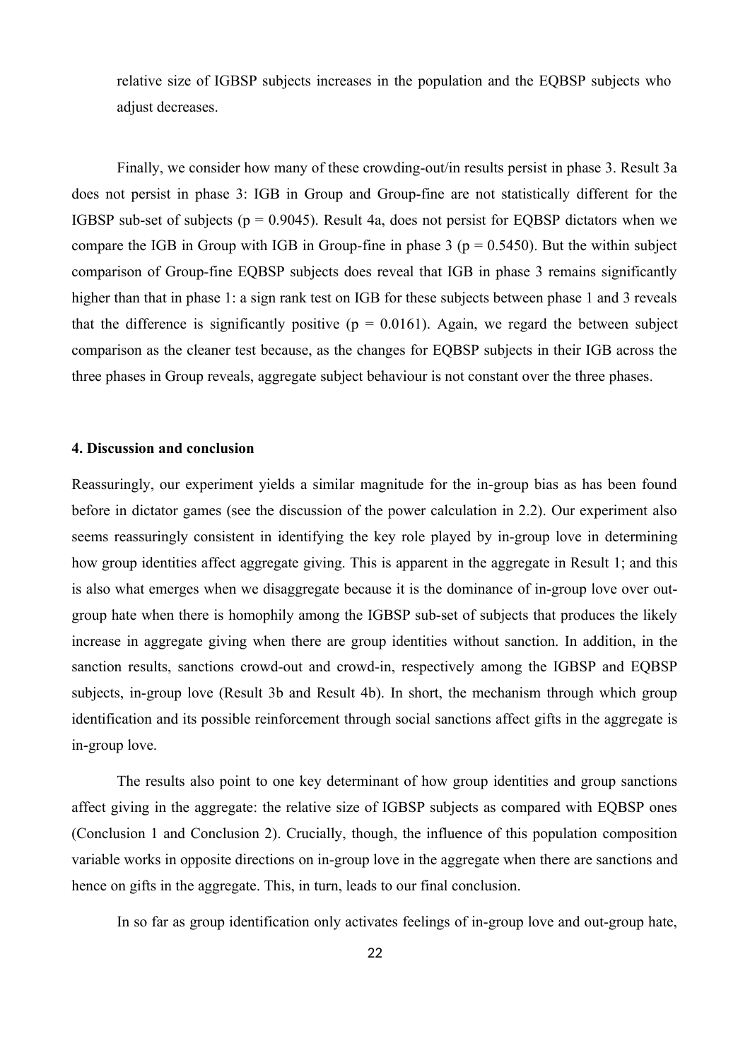relative size of IGBSP subjects increases in the population and the EQBSP subjects who adjust decreases.

Finally, we consider how many of these crowding-out/in results persist in phase 3. Result 3a does not persist in phase 3: IGB in Group and Group-fine are not statistically different for the IGBSP sub-set of subjects ($p = 0.9045$). Result 4a, does not persist for EQBSP dictators when we compare the IGB in Group with IGB in Group-fine in phase 3 ($p = 0.5450$). But the within subject comparison of Group-fine EQBSP subjects does reveal that IGB in phase 3 remains significantly higher than that in phase 1: a sign rank test on IGB for these subjects between phase 1 and 3 reveals that the difference is significantly positive ($p = 0.0161$). Again, we regard the between subject comparison as the cleaner test because, as the changes for EQBSP subjects in their IGB across the three phases in Group reveals, aggregate subject behaviour is not constant over the three phases.

## 4. Discussion and conclusion

Reassuringly, our experiment yields a similar magnitude for the in-group bias as has been found before in dictator games (see the discussion of the power calculation in 2.2). Our experiment also seems reassuringly consistent in identifying the key role played by in-group love in determining how group identities affect aggregate giving. This is apparent in the aggregate in Result 1; and this is also what emerges when we disaggregate because it is the dominance of in-group love over out-group hate when there is homophily among the IGBSP sub-set of subjects that produces the likely increase in aggregate giving when there are group identities without sanction. In addition, in the sanction results, sanctions crowd-out and crowd-in, respectively among the IGBSP and EQBSP subjects, in-group love (Result 3b and Result 4b). In short, the mechanism through which group identification and its possible reinforcement through social sanctions affect gifts in the aggregate is in-group love.

The results also point to one key determinant of how group identities and group sanctions affect giving in the aggregate: the relative size of IGBSP subjects as compared with EQBSP ones (Conclusion 1 and Conclusion 2). Crucially, though, the influence of this population composition variable works in opposite directions on in-group love in the aggregate when there are sanctions and hence on gifts in the aggregate. This, in turn, leads to our final conclusion.

In so far as group identification only activates feelings of in-group love and out-group hate,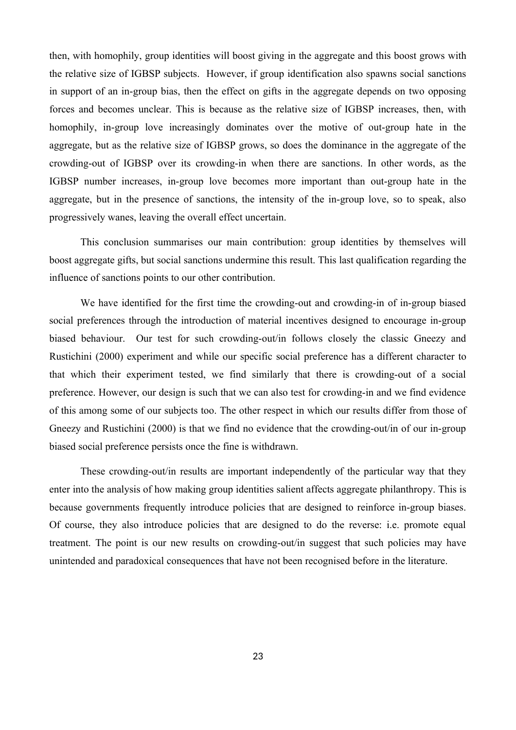then, with homophily, group identities will boost giving in the aggregate and this boost grows with the relative size of IGBSP subjects. However, if group identification also spawns social sanctions in support of an in-group bias, then the effect on gifts in the aggregate depends on two opposing forces and becomes unclear. This is because as the relative size of IGBSP increases, then, with homophily, in-group love increasingly dominates over the motive of out-group hate in the aggregate, but as the relative size of IGBSP grows, so does the dominance in the aggregate of the crowding-out of IGBSP over its crowding-in when there are sanctions. In other words, as the IGBSP number increases, in-group love becomes more important than out-group hate in the aggregate, but in the presence of sanctions, the intensity of the in-group love, so to speak, also progressively wanes, leaving the overall effect uncertain.

This conclusion summarises our main contribution: group identities by themselves will boost aggregate gifts, but social sanctions undermine this result. This last qualification regarding the influence of sanctions points to our other contribution.

We have identified for the first time the crowding-out and crowding-in of in-group biased social preferences through the introduction of material incentives designed to encourage in-group biased behaviour. Our test for such crowding-out/in follows closely the classic Gneezy and Rustichini (2000) experiment and while our specific social preference has a different character to that which their experiment tested, we find similarly that there is crowding-out of a social preference. However, our design is such that we can also test for crowding-in and we find evidence of this among some of our subjects too. The other respect in which our results differ from those of Gneezy and Rustichini (2000) is that we find no evidence that the crowding-out/in of our in-group biased social preference persists once the fine is withdrawn.

These crowding-out/in results are important independently of the particular way that they enter into the analysis of how making group identities salient affects aggregate philanthropy. This is because governments frequently introduce policies that are designed to reinforce in-group biases. Of course, they also introduce policies that are designed to do the reverse: i.e. promote equal treatment. The point is our new results on crowding-out/in suggest that such policies may have unintended and paradoxical consequences that have not been recognised before in the literature.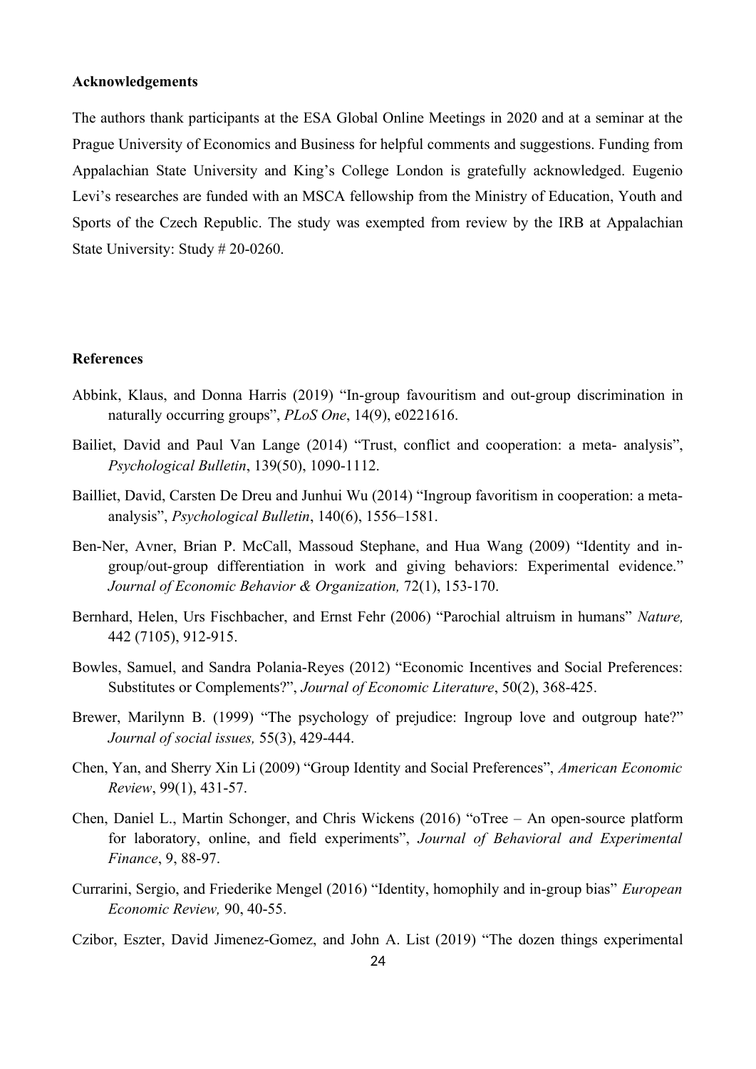### Acknowledgements

The authors thank participants at the ESA Global Online Meetings in 2020 and at a seminar at the Prague University of Economics and Business for helpful comments and suggestions. Funding from Appalachian State University and King's College London is gratefully acknowledged. Eugenio Levi's researches are funded with an MSCA fellowship from the Ministry of Education, Youth and Sports of the Czech Republic. The study was exempted from review by the IRB at Appalachian State University: Study # 20-0260.

### References

Abbink, Klaus, and Donna Harris (2019) "In-group favouritism and out-group discrimination in naturally occurring groups", *PLoS One*, 14(9), e0221616.

Bailiet, David and Paul Van Lange (2014) "Trust, conflict and cooperation: a meta- analysis", *Psychological Bulletin*, 139(50), 1090-1112.

Bailliet, David, Carsten De Dreu and Junhui Wu (2014) "Ingroup favoritism in cooperation: a meta-analysis", *Psychological Bulletin*, 140(6), 1556–1581.

Ben-Ner, Avner, Brian P. McCall, Massoud Stephane, and Hua Wang (2009) "Identity and in-group/out-group differentiation in work and giving behaviors: Experimental evidence." *Journal of Economic Behavior & Organization,* 72(1), 153-170.

Bernhard, Helen, Urs Fischbacher, and Ernst Fehr (2006) "Parochial altruism in humans" *Nature,* 442 (7105), 912-915.

Bowles, Samuel, and Sandra Polania-Reyes (2012) "Economic Incentives and Social Preferences: Substitutes or Complements?", *Journal of Economic Literature*, 50(2), 368-425.

Brewer, Marilynn B. (1999) "The psychology of prejudice: Ingroup love and outgroup hate?" *Journal of social issues,* 55(3), 429-444.

Chen, Yan, and Sherry Xin Li (2009) "Group Identity and Social Preferences", *American Economic Review*, 99(1), 431-57.

Chen, Daniel L., Martin Schonger, and Chris Wickens (2016) "oTree – An open-source platform for laboratory, online, and field experiments", *Journal of Behavioral and Experimental Finance*, 9, 88-97.

Currarini, Sergio, and Friederike Mengel (2016) "Identity, homophily and in-group bias" *European Economic Review,* 90, 40-55.

Czibor, Eszter, David Jimenez-Gomez, and John A. List (2019) "The dozen things experimental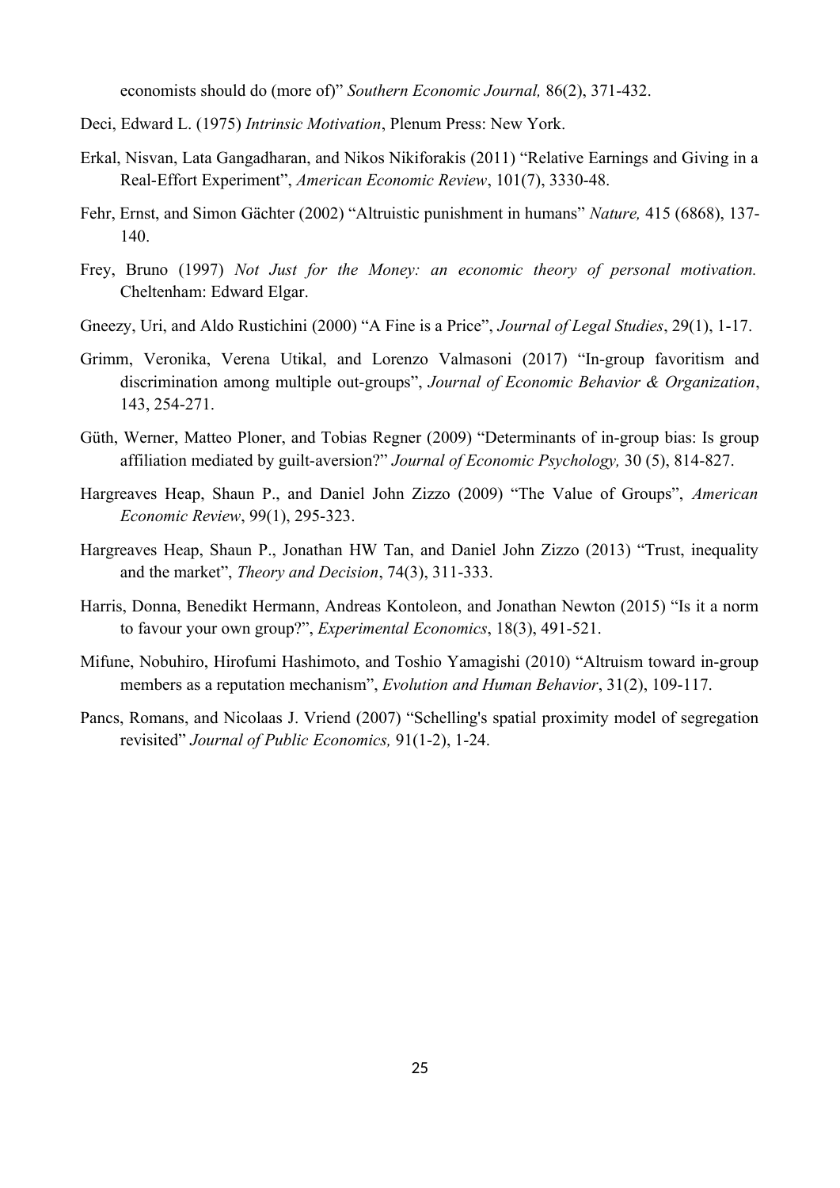economists should do (more of)" *Southern Economic Journal,* 86(2), 371-432.

Deci, Edward L. (1975) *Intrinsic Motivation*, Plenum Press: New York.

Erkal, Nisvan, Lata Gangadharan, and Nikos Nikiforakis (2011) "Relative Earnings and Giving in a Real-Effort Experiment", *American Economic Review*, 101(7), 3330-48.

Fehr, Ernst, and Simon Gächter (2002) "Altruistic punishment in humans" *Nature,* 415 (6868), 137-140.

Frey, Bruno (1997) *Not Just for the Money: an economic theory of personal motivation.* Cheltenham: Edward Elgar.

Gneezy, Uri, and Aldo Rustichini (2000) "A Fine is a Price", *Journal of Legal Studies*, 29(1), 1-17.

Grimm, Veronika, Verena Utikal, and Lorenzo Valmasoni (2017) "In-group favoritism and discrimination among multiple out-groups", *Journal of Economic Behavior & Organization*, 143, 254-271.

Güth, Werner, Matteo Ploner, and Tobias Regner (2009) "Determinants of in-group bias: Is group affiliation mediated by guilt-aversion?" *Journal of Economic Psychology,* 30 (5), 814-827.

Hargreaves Heap, Shaun P., and Daniel John Zizzo (2009) "The Value of Groups", *American Economic Review*, 99(1), 295-323.

Hargreaves Heap, Shaun P., Jonathan HW Tan, and Daniel John Zizzo (2013) "Trust, inequality and the market", *Theory and Decision*, 74(3), 311-333.

Harris, Donna, Benedikt Hermann, Andreas Kontoleon, and Jonathan Newton (2015) "Is it a norm to favour your own group?", *Experimental Economics*, 18(3), 491-521.

Mifune, Nobuhiro, Hirofumi Hashimoto, and Toshio Yamagishi (2010) "Altruism toward in-group members as a reputation mechanism", *Evolution and Human Behavior*, 31(2), 109-117.

Pancs, Romans, and Nicolaas J. Vriend (2007) "Schelling's spatial proximity model of segregation revisited" *Journal of Public Economics,* 91(1-2), 1-24.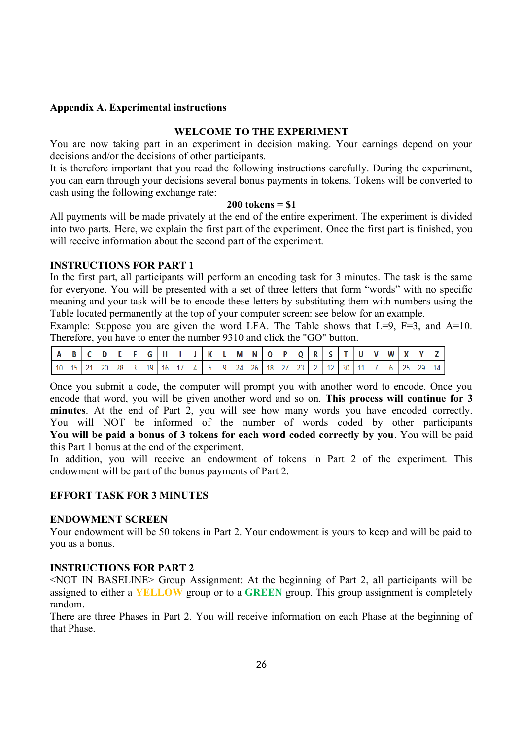**Appendix A. Experimental instructions**

**WELCOME TO THE EXPERIMENT**

You are now taking part in an experiment in decision making. Your earnings depend on your decisions and/or the decisions of other participants.
It is therefore important that you read the following instructions carefully. During the experiment, you can earn through your decisions several bonus payments in tokens. Tokens will be converted to cash using the following exchange rate:

**200 tokens = $1**

All payments will be made privately at the end of the entire experiment. The experiment is divided into two parts. Here, we explain the first part of the experiment. Once the first part is finished, you will receive information about the second part of the experiment.

**INSTRUCTIONS FOR PART 1**

In the first part, all participants will perform an encoding task for 3 minutes. The task is the same for everyone. You will be presented with a set of three letters that form "words" with no specific meaning and your task will be to encode these letters by substituting them with numbers using the Table located permanently at the top of your computer screen: see below for an example.
Example: Suppose you are given the word LFA. The Table shows that L=9, F=3, and A=10. Therefore, you have to enter the number 9310 and click the "GO" button.

| A | B | C | D | E | F | G | H | I | J | K | L | M | N | O | P | Q | R | S | T | U | V | W | X | Y | Z |
|---|---|---|---|---|---|---|---|---|---|---|---|---|---|---|---|---|---|---|---|---|---|---|---|---|---|
| 10 | 15 | 21 | 20 | 28 | 3 | 19 | 16 | 17 | 4 | 5 | 9 | 24 | 26 | 18 | 27 | 23 | 2 | 12 | 30 | 11 | 7 | 6 | 25 | 29 | 14 |

Once you submit a code, the computer will prompt you with another word to encode. Once you encode that word, you will be given another word and so on. **This process will continue for 3 minutes**. At the end of Part 2, you will see how many words you have encoded correctly. You will NOT be informed of the number of words coded by other participants **You will be paid a bonus of 3 tokens for each word coded correctly by you**. You will be paid this Part 1 bonus at the end of the experiment.
In addition, you will receive an endowment of tokens in Part 2 of the experiment. This endowment will be part of the bonus payments of Part 2.

**EFFORT TASK FOR 3 MINUTES**

**ENDOWMENT SCREEN**

Your endowment will be 50 tokens in Part 2. Your endowment is yours to keep and will be paid to you as a bonus.

**INSTRUCTIONS FOR PART 2**

<NOT IN BASELINE> Group Assignment: At the beginning of Part 2, all participants will be assigned to either a **YELLOW** group or to a **GREEN** group. This group assignment is completely random.
There are three Phases in Part 2. You will receive information on each Phase at the beginning of that Phase.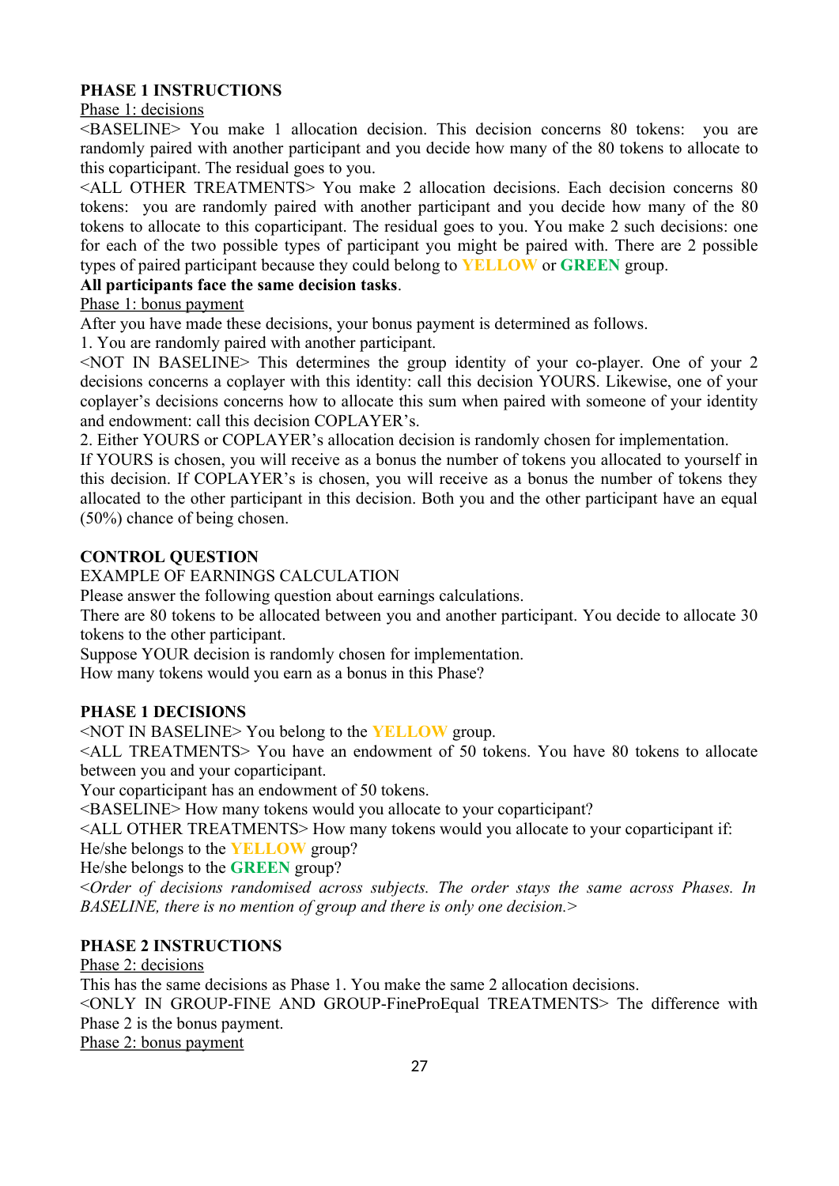**PHASE 1 INSTRUCTIONS**

Phase 1: decisions

<BASELINE> You make 1 allocation decision. This decision concerns 80 tokens: you are randomly paired with another participant and you decide how many of the 80 tokens to allocate to this coparticipant. The residual goes to you.

<ALL OTHER TREATMENTS> You make 2 allocation decisions. Each decision concerns 80 tokens: you are randomly paired with another participant and you decide how many of the 80 tokens to allocate to this coparticipant. The residual goes to you. You make 2 such decisions: one for each of the two possible types of participant you might be paired with. There are 2 possible types of paired participant because they could belong to **YELLOW** or **GREEN** group.

**All participants face the same decision tasks**.

Phase 1: bonus payment

After you have made these decisions, your bonus payment is determined as follows.

1. You are randomly paired with another participant.

<NOT IN BASELINE> This determines the group identity of your co-player. One of your 2 decisions concerns a coplayer with this identity: call this decision YOURS. Likewise, one of your coplayer's decisions concerns how to allocate this sum when paired with someone of your identity and endowment: call this decision COPLAYER's.

2. Either YOURS or COPLAYER's allocation decision is randomly chosen for implementation.

If YOURS is chosen, you will receive as a bonus the number of tokens you allocated to yourself in this decision. If COPLAYER's is chosen, you will receive as a bonus the number of tokens they allocated to the other participant in this decision. Both you and the other participant have an equal (50%) chance of being chosen.

**CONTROL QUESTION**

EXAMPLE OF EARNINGS CALCULATION

Please answer the following question about earnings calculations.

There are 80 tokens to be allocated between you and another participant. You decide to allocate 30 tokens to the other participant.

Suppose YOUR decision is randomly chosen for implementation.

How many tokens would you earn as a bonus in this Phase?

**PHASE 1 DECISIONS**

<NOT IN BASELINE> You belong to the **YELLOW** group.

<ALL TREATMENTS> You have an endowment of 50 tokens. You have 80 tokens to allocate between you and your coparticipant.

Your coparticipant has an endowment of 50 tokens.

<BASELINE> How many tokens would you allocate to your coparticipant?

<ALL OTHER TREATMENTS> How many tokens would you allocate to your coparticipant if:

He/she belongs to the **YELLOW** group?

He/she belongs to the **GREEN** group?

*<Order of decisions randomised across subjects. The order stays the same across Phases. In BASELINE, there is no mention of group and there is only one decision.>*

**PHASE 2 INSTRUCTIONS**

Phase 2: decisions

This has the same decisions as Phase 1. You make the same 2 allocation decisions.

<ONLY IN GROUP-FINE AND GROUP-FineProEqual TREATMENTS> The difference with Phase 2 is the bonus payment.

Phase 2: bonus payment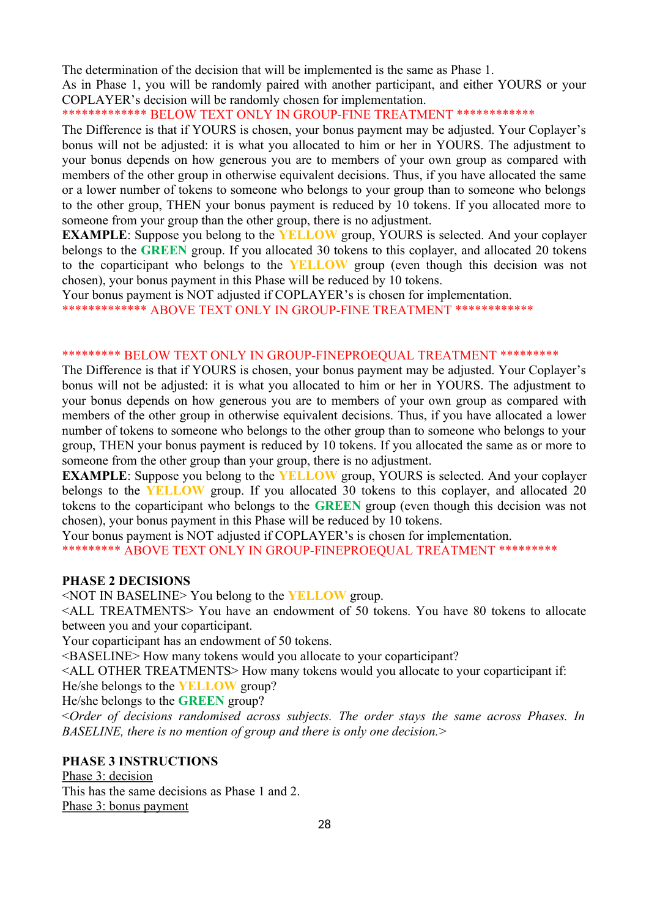The determination of the decision that will be implemented is the same as Phase 1.
As in Phase 1, you will be randomly paired with another participant, and either YOURS or your COPLAYER's decision will be randomly chosen for implementation.

************* BELOW TEXT ONLY IN GROUP-FINE TREATMENT ************

The Difference is that if YOURS is chosen, your bonus payment may be adjusted. Your Coplayer's bonus will not be adjusted: it is what you allocated to him or her in YOURS. The adjustment to your bonus depends on how generous you are to members of your own group as compared with members of the other group in otherwise equivalent decisions. Thus, if you have allocated the same or a lower number of tokens to someone who belongs to your group than to someone who belongs to the other group, THEN your bonus payment is reduced by 10 tokens. If you allocated more to someone from your group than the other group, there is no adjustment.

**EXAMPLE**: Suppose you belong to the YELLOW group, YOURS is selected. And your coplayer belongs to the **GREEN** group. If you allocated 30 tokens to this coplayer, and allocated 20 tokens to the coparticipant who belongs to the YELLOW group (even though this decision was not chosen), your bonus payment in this Phase will be reduced by 10 tokens.
Your bonus payment is NOT adjusted if COPLAYER's is chosen for implementation.

************* ABOVE TEXT ONLY IN GROUP-FINE TREATMENT ************

********* BELOW TEXT ONLY IN GROUP-FINEPROEQUAL TREATMENT *********

The Difference is that if YOURS is chosen, your bonus payment may be adjusted. Your Coplayer's bonus will not be adjusted: it is what you allocated to him or her in YOURS. The adjustment to your bonus depends on how generous you are to members of your own group as compared with members of the other group in otherwise equivalent decisions. Thus, if you have allocated a lower number of tokens to someone who belongs to the other group than to someone who belongs to your group, THEN your bonus payment is reduced by 10 tokens. If you allocated the same as or more to someone from the other group than your group, there is no adjustment.

**EXAMPLE**: Suppose you belong to the YELLOW group, YOURS is selected. And your coplayer belongs to the YELLOW group. If you allocated 30 tokens to this coplayer, and allocated 20 tokens to the coparticipant who belongs to the **GREEN** group (even though this decision was not chosen), your bonus payment in this Phase will be reduced by 10 tokens.
Your bonus payment is NOT adjusted if COPLAYER's is chosen for implementation.

********* ABOVE TEXT ONLY IN GROUP-FINEPROEQUAL TREATMENT *********

**PHASE 2 DECISIONS**

<NOT IN BASELINE> You belong to the YELLOW group.
<ALL TREATMENTS> You have an endowment of 50 tokens. You have 80 tokens to allocate between you and your coparticipant.
Your coparticipant has an endowment of 50 tokens.
<BASELINE> How many tokens would you allocate to your coparticipant?
<ALL OTHER TREATMENTS> How many tokens would you allocate to your coparticipant if:
He/she belongs to the YELLOW group?
He/she belongs to the **GREEN** group?
*<Order of decisions randomised across subjects. The order stays the same across Phases. In BASELINE, there is no mention of group and there is only one decision.>*

**PHASE 3 INSTRUCTIONS**

Phase 3: decision

This has the same decisions as Phase 1 and 2.

Phase 3: bonus payment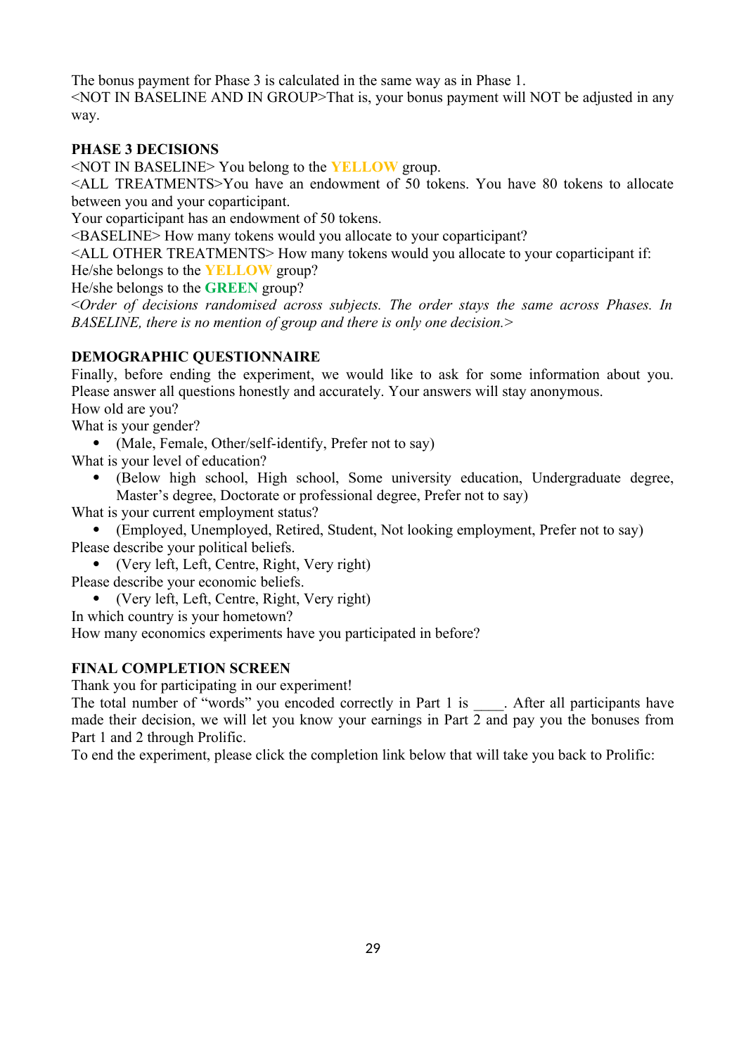The bonus payment for Phase 3 is calculated in the same way as in Phase 1.
<NOT IN BASELINE AND IN GROUP>That is, your bonus payment will NOT be adjusted in any way.

**PHASE 3 DECISIONS**
<NOT IN BASELINE> You belong to the **YELLOW** group.
<ALL TREATMENTS>You have an endowment of 50 tokens. You have 80 tokens to allocate between you and your coparticipant.
Your coparticipant has an endowment of 50 tokens.
<BASELINE> How many tokens would you allocate to your coparticipant?
<ALL OTHER TREATMENTS> How many tokens would you allocate to your coparticipant if:
He/she belongs to the **YELLOW** group?
He/she belongs to the **GREEN** group?
*<Order of decisions randomised across subjects. The order stays the same across Phases. In BASELINE, there is no mention of group and there is only one decision.>*

**DEMOGRAPHIC QUESTIONNAIRE**
Finally, before ending the experiment, we would like to ask for some information about you. Please answer all questions honestly and accurately. Your answers will stay anonymous.
How old are you?
What is your gender?

- (Male, Female, Other/self-identify, Prefer not to say)

What is your level of education?

- (Below high school, High school, Some university education, Undergraduate degree, Master's degree, Doctorate or professional degree, Prefer not to say)

What is your current employment status?

- (Employed, Unemployed, Retired, Student, Not looking employment, Prefer not to say)

Please describe your political beliefs.

- (Very left, Left, Centre, Right, Very right)

Please describe your economic beliefs.

- (Very left, Left, Centre, Right, Very right)

In which country is your hometown?
How many economics experiments have you participated in before?

**FINAL COMPLETION SCREEN**
Thank you for participating in our experiment!
The total number of "words" you encoded correctly in Part 1 is ____. After all participants have made their decision, we will let you know your earnings in Part 2 and pay you the bonuses from Part 1 and 2 through Prolific.
To end the experiment, please click the completion link below that will take you back to Prolific: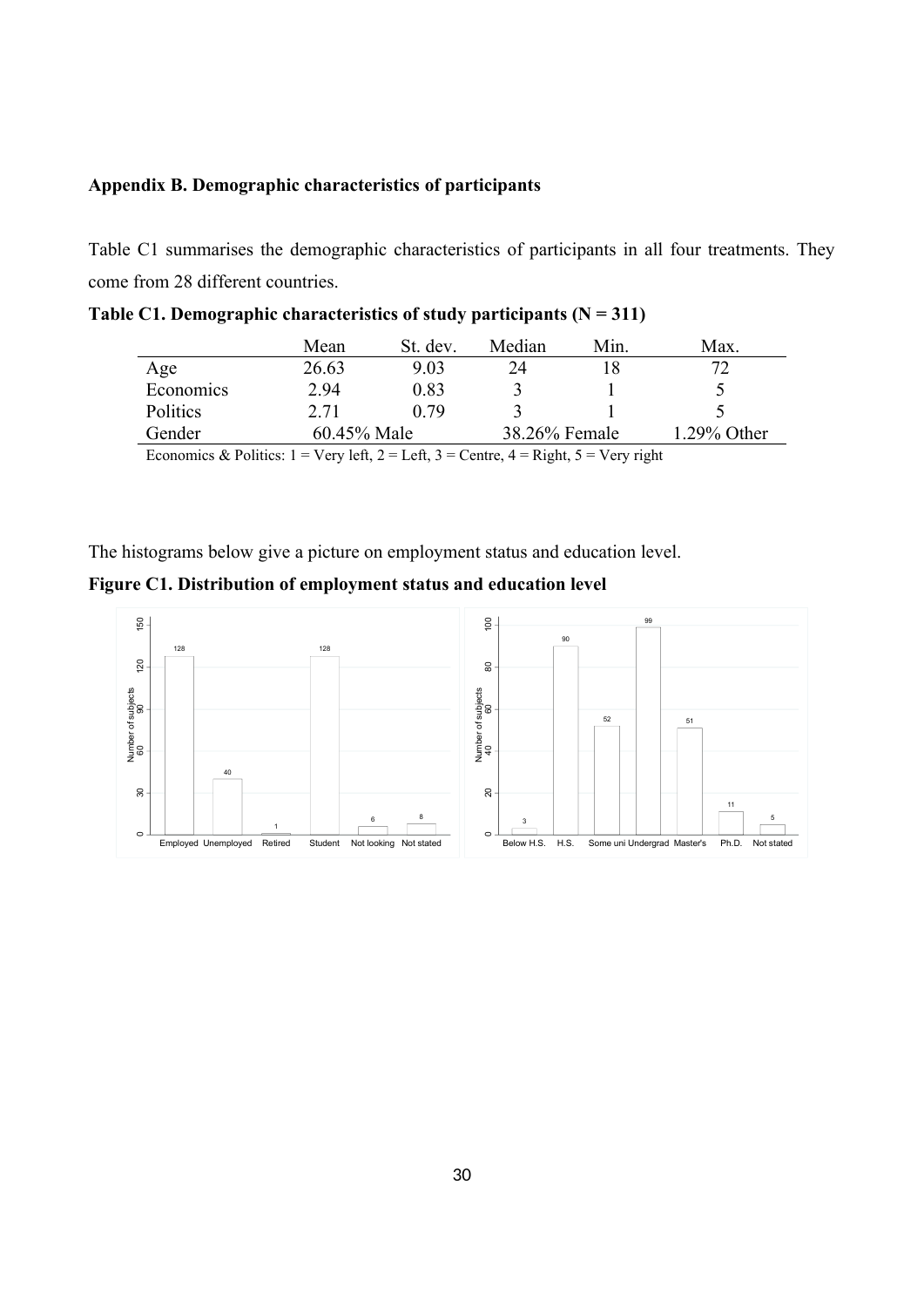**Appendix B. Demographic characteristics of participants**

Table C1 summarises the demographic characteristics of participants in all four treatments. They come from 28 different countries.

**Table C1. Demographic characteristics of study participants (N = 311)**

| | Mean | St. dev. | Median | Min. | Max. |
|---|---|---|---|---|---|
| Age | 26.63 | 9.03 | 24 | 18 | 72 |
| Economics | 2.94 | 0.83 | 3 | 1 | 5 |
| Politics | 2.71 | 0.79 | 3 | 1 | 5 |
| Gender | 60.45% Male | | 38.26% Female | | 1.29% Other |

Economics & Politics: 1 = Very left, 2 = Left, 3 = Centre, 4 = Right, 5 = Very right

The histograms below give a picture on employment status and education level.

**Figure C1. Distribution of employment status and education level**

| Employment status | Number of subjects |
|---|---|
| Employed | 128 |
| Unemployed | 40 |
| Retired | 1 |
| Student | 128 |
| Not looking | 6 |
| Not stated | 8 |

| Education level | Number of subjects |
|---|---|
| Below H.S. | 3 |
| H.S. | 90 |
| Some uni | 52 |
| Undergrad | 99 |
| Master's | 51 |
| Ph.D. | 11 |
| Not stated | 5 |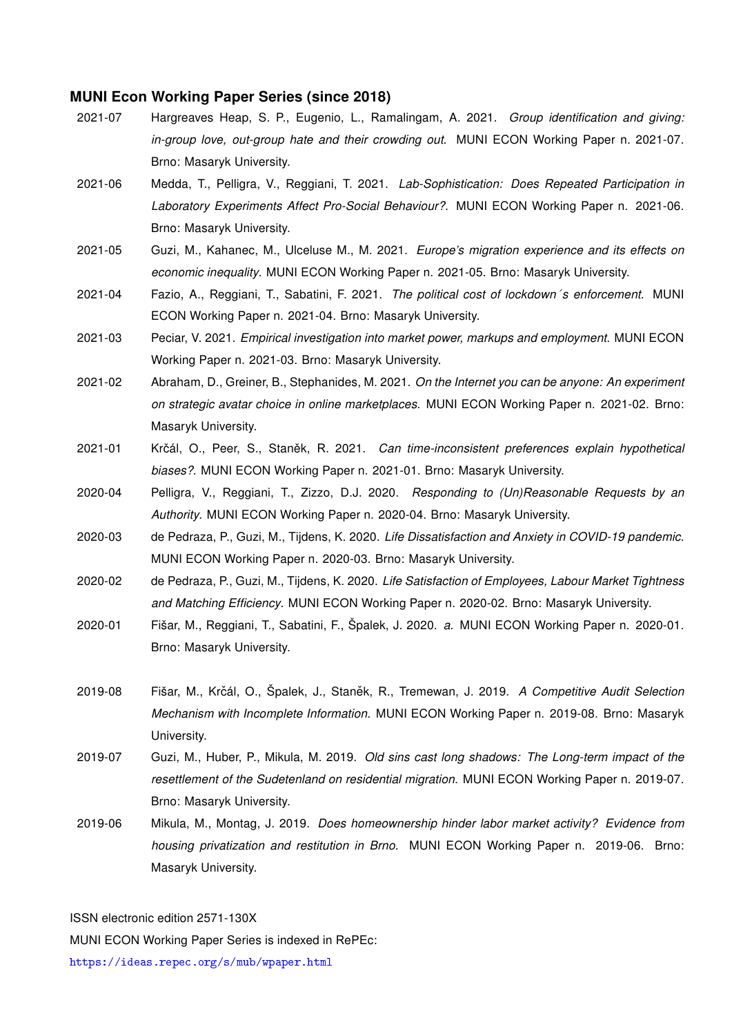## MUNI Econ Working Paper Series (since 2018)

| | |
|---|---|
| 2021-07 | Hargreaves Heap, S. P., Eugenio, L., Ramalingam, A. 2021. *Group identification and giving: in-group love, out-group hate and their crowding out*. MUNI ECON Working Paper n. 2021-07. Brno: Masaryk University. |
| 2021-06 | Medda, T., Pelligra, V., Reggiani, T. 2021. *Lab-Sophistication: Does Repeated Participation in Laboratory Experiments Affect Pro-Social Behaviour?*. MUNI ECON Working Paper n. 2021-06. Brno: Masaryk University. |
| 2021-05 | Guzi, M., Kahanec, M., Ulceluse M., M. 2021. *Europe's migration experience and its effects on economic inequality*. MUNI ECON Working Paper n. 2021-05. Brno: Masaryk University. |
| 2021-04 | Fazio, A., Reggiani, T., Sabatini, F. 2021. *The political cost of lockdown´s enforcement*. MUNI ECON Working Paper n. 2021-04. Brno: Masaryk University. |
| 2021-03 | Peciar, V. 2021. *Empirical investigation into market power, markups and employment*. MUNI ECON Working Paper n. 2021-03. Brno: Masaryk University. |
| 2021-02 | Abraham, D., Greiner, B., Stephanides, M. 2021. *On the Internet you can be anyone: An experiment on strategic avatar choice in online marketplaces*. MUNI ECON Working Paper n. 2021-02. Brno: Masaryk University. |
| 2021-01 | Krčál, O., Peer, S., Staněk, R. 2021. *Can time-inconsistent preferences explain hypothetical biases?*. MUNI ECON Working Paper n. 2021-01. Brno: Masaryk University. |
| 2020-04 | Pelligra, V., Reggiani, T., Zizzo, D.J. 2020. *Responding to (Un)Reasonable Requests by an Authority*. MUNI ECON Working Paper n. 2020-04. Brno: Masaryk University. |
| 2020-03 | de Pedraza, P., Guzi, M., Tijdens, K. 2020. *Life Dissatisfaction and Anxiety in COVID-19 pandemic*. MUNI ECON Working Paper n. 2020-03. Brno: Masaryk University. |
| 2020-02 | de Pedraza, P., Guzi, M., Tijdens, K. 2020. *Life Satisfaction of Employees, Labour Market Tightness and Matching Efficiency*. MUNI ECON Working Paper n. 2020-02. Brno: Masaryk University. |
| 2020-01 | Fišar, M., Reggiani, T., Sabatini, F., Špalek, J. 2020. *a*. MUNI ECON Working Paper n. 2020-01. Brno: Masaryk University. |
| 2019-08 | Fišar, M., Krčál, O., Špalek, J., Staněk, R., Tremewan, J. 2019. *A Competitive Audit Selection Mechanism with Incomplete Information*. MUNI ECON Working Paper n. 2019-08. Brno: Masaryk University. |
| 2019-07 | Guzi, M., Huber, P., Mikula, M. 2019. *Old sins cast long shadows: The Long-term impact of the resettlement of the Sudetenland on residential migration*. MUNI ECON Working Paper n. 2019-07. Brno: Masaryk University. |
| 2019-06 | Mikula, M., Montag, J. 2019. *Does homeownership hinder labor market activity? Evidence from housing privatization and restitution in Brno*. MUNI ECON Working Paper n. 2019-06. Brno: Masaryk University. |

ISSN electronic edition 2571-130X

MUNI ECON Working Paper Series is indexed in RePEc:
https://ideas.repec.org/s/mub/wpaper.html